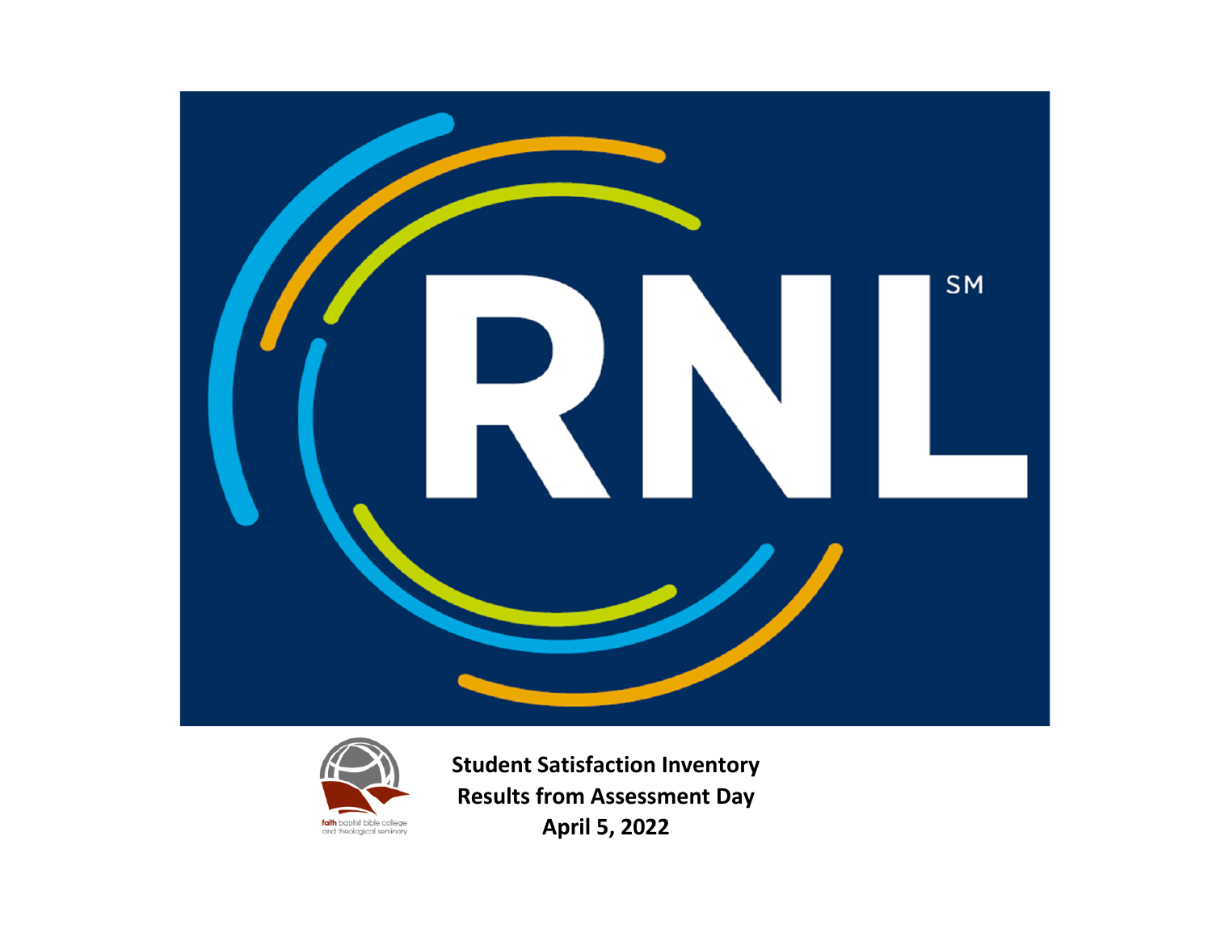**Student Satisfaction Inventory**
**Results from Assessment Day**
**April 5, 2022**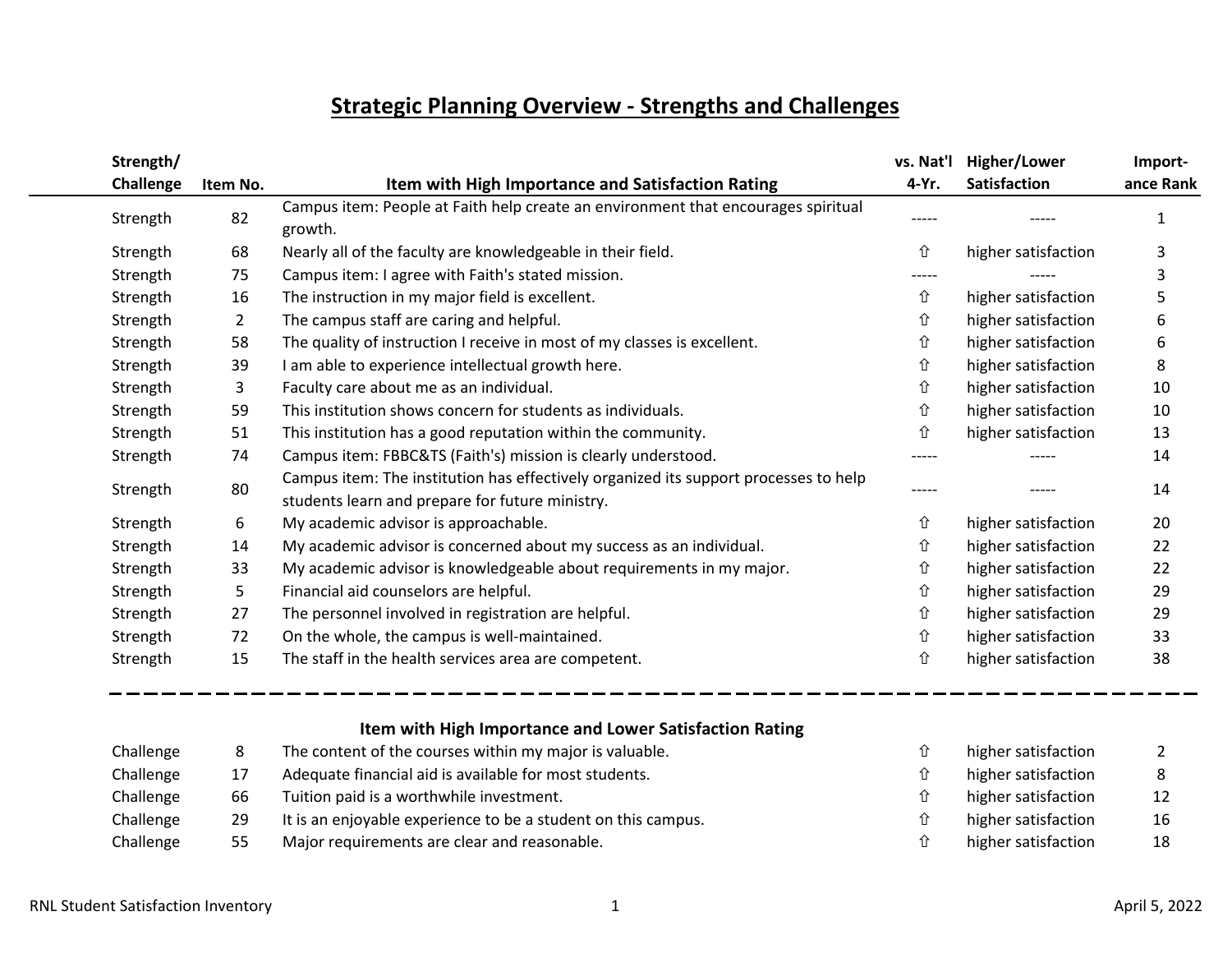# Strategic Planning Overview - Strengths and Challenges

| Strength/ Challenge | Item No. | Item with High Importance and Satisfaction Rating | vs. Nat'l 4-Yr. | Higher/Lower Satisfaction | Import-ance Rank |
|---|---|---|---|---|---|
| Strength | 82 | Campus item: People at Faith help create an environment that encourages spiritual growth. | ----- | ----- | 1 |
| Strength | 68 | Nearly all of the faculty are knowledgeable in their field. | ⇧ | higher satisfaction | 3 |
| Strength | 75 | Campus item: I agree with Faith's stated mission. | ----- | ----- | 3 |
| Strength | 16 | The instruction in my major field is excellent. | ⇧ | higher satisfaction | 5 |
| Strength | 2 | The campus staff are caring and helpful. | ⇧ | higher satisfaction | 6 |
| Strength | 58 | The quality of instruction I receive in most of my classes is excellent. | ⇧ | higher satisfaction | 6 |
| Strength | 39 | I am able to experience intellectual growth here. | ⇧ | higher satisfaction | 8 |
| Strength | 3 | Faculty care about me as an individual. | ⇧ | higher satisfaction | 10 |
| Strength | 59 | This institution shows concern for students as individuals. | ⇧ | higher satisfaction | 10 |
| Strength | 51 | This institution has a good reputation within the community. | ⇧ | higher satisfaction | 13 |
| Strength | 74 | Campus item: FBBC&TS (Faith's) mission is clearly understood. | ----- | ----- | 14 |
| Strength | 80 | Campus item: The institution has effectively organized its support processes to help students learn and prepare for future ministry. | ----- | ----- | 14 |
| Strength | 6 | My academic advisor is approachable. | ⇧ | higher satisfaction | 20 |
| Strength | 14 | My academic advisor is concerned about my success as an individual. | ⇧ | higher satisfaction | 22 |
| Strength | 33 | My academic advisor is knowledgeable about requirements in my major. | ⇧ | higher satisfaction | 22 |
| Strength | 5 | Financial aid counselors are helpful. | ⇧ | higher satisfaction | 29 |
| Strength | 27 | The personnel involved in registration are helpful. | ⇧ | higher satisfaction | 29 |
| Strength | 72 | On the whole, the campus is well-maintained. | ⇧ | higher satisfaction | 33 |
| Strength | 15 | The staff in the health services area are competent. | ⇧ | higher satisfaction | 38 |

| Strength/ Challenge | Item No. | Item with High Importance and Lower Satisfaction Rating | vs. Nat'l 4-Yr. | Higher/Lower Satisfaction | Import-ance Rank |
|---|---|---|---|---|---|
| Challenge | 8 | The content of the courses within my major is valuable. | ⇧ | higher satisfaction | 2 |
| Challenge | 17 | Adequate financial aid is available for most students. | ⇧ | higher satisfaction | 8 |
| Challenge | 66 | Tuition paid is a worthwhile investment. | ⇧ | higher satisfaction | 12 |
| Challenge | 29 | It is an enjoyable experience to be a student on this campus. | ⇧ | higher satisfaction | 16 |
| Challenge | 55 | Major requirements are clear and reasonable. | ⇧ | higher satisfaction | 18 |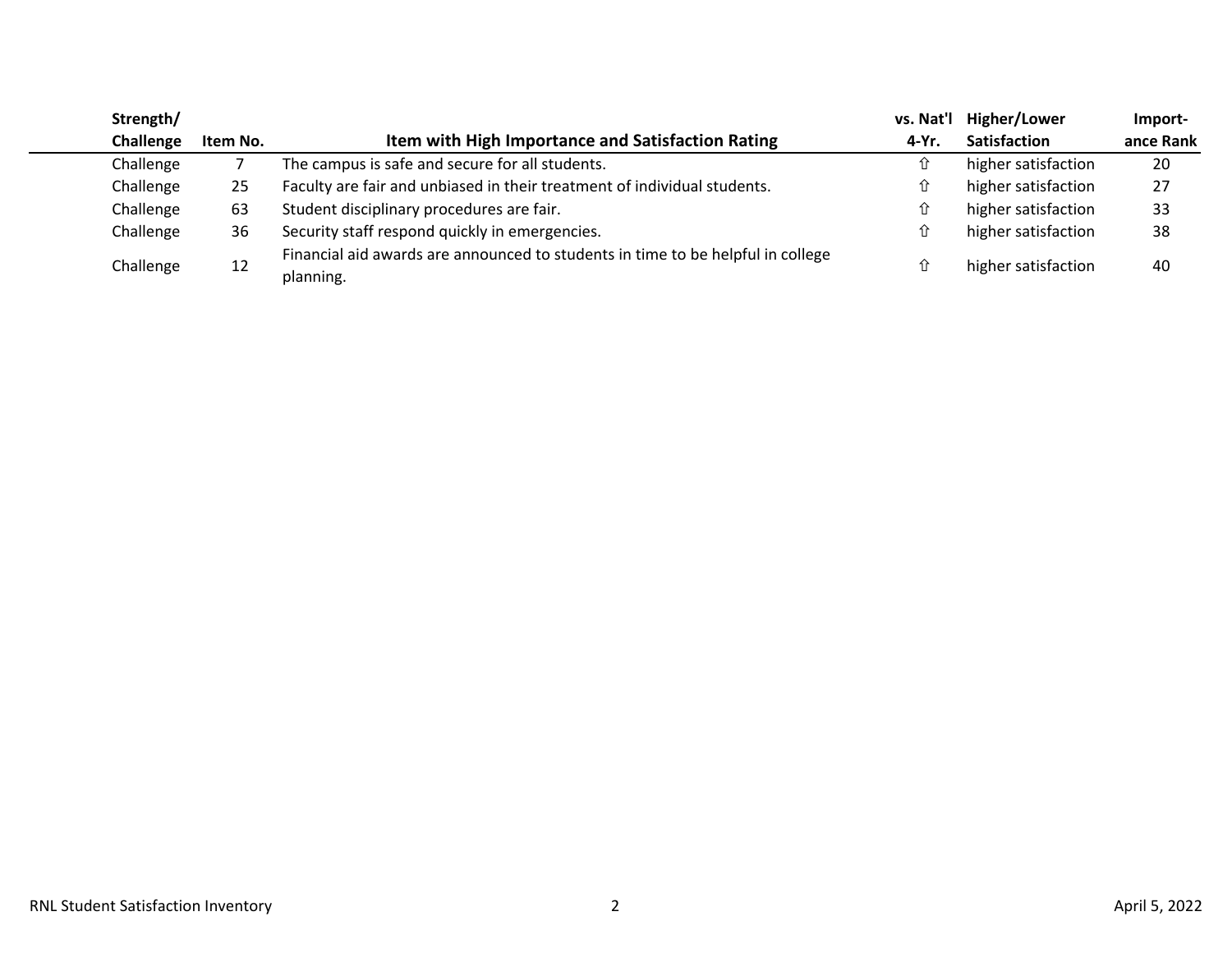| Strength/ Challenge | Item No. | Item with High Importance and Satisfaction Rating | vs. Nat'l 4-Yr. | Higher/Lower Satisfaction | Import- ance Rank |
|---|---|---|---|---|---|
| Challenge | 7 | The campus is safe and secure for all students. | ⇧ | higher satisfaction | 20 |
| Challenge | 25 | Faculty are fair and unbiased in their treatment of individual students. | ⇧ | higher satisfaction | 27 |
| Challenge | 63 | Student disciplinary procedures are fair. | ⇧ | higher satisfaction | 33 |
| Challenge | 36 | Security staff respond quickly in emergencies. | ⇧ | higher satisfaction | 38 |
| Challenge | 12 | Financial aid awards are announced to students in time to be helpful in college planning. | ⇧ | higher satisfaction | 40 |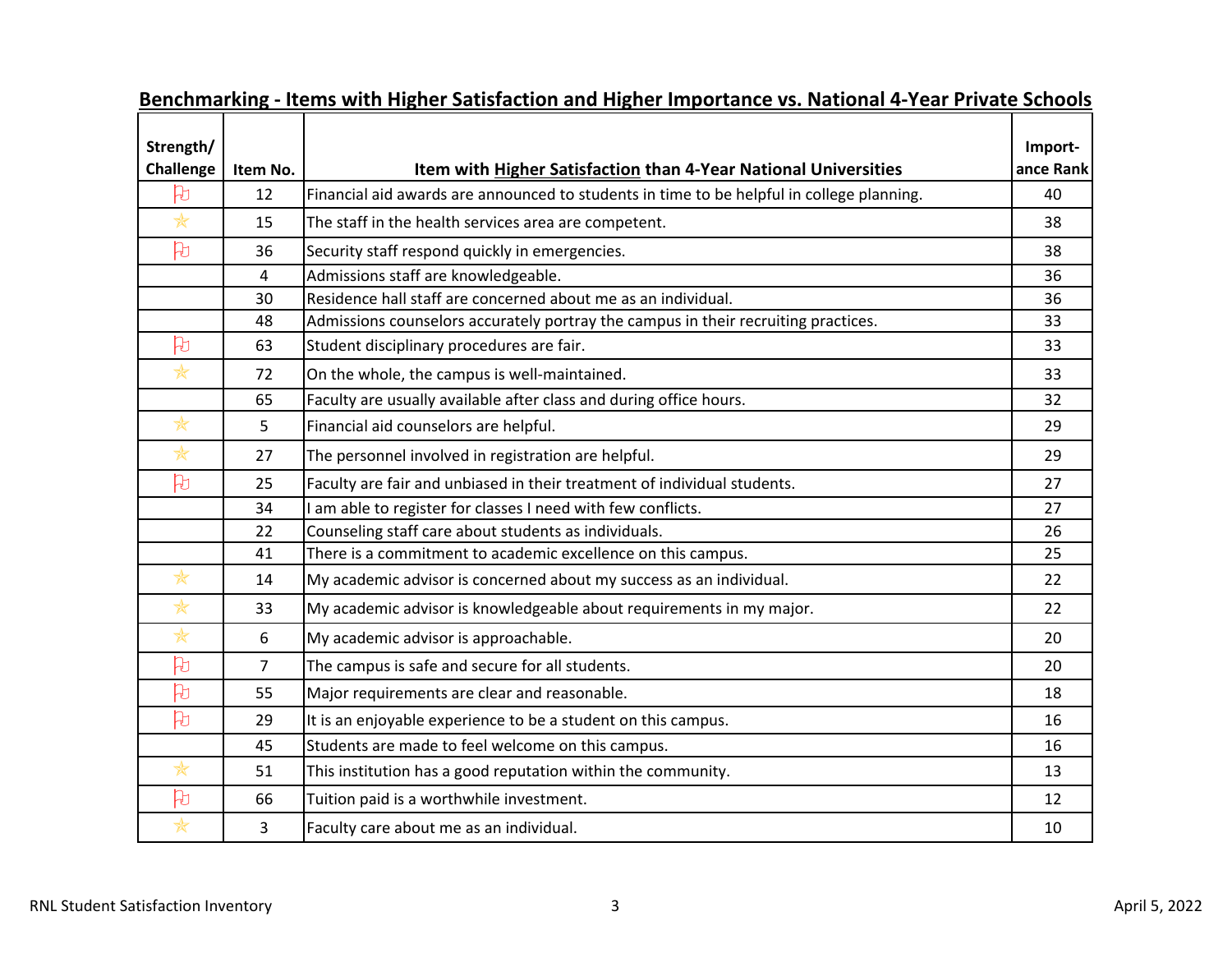## Benchmarking - Items with Higher Satisfaction and Higher Importance vs. National 4-Year Private Schools

| Strength/ Challenge | Item No. | Item with Higher Satisfaction than 4-Year National Universities | Importance Rank |
|---|---|---|---|
| 🏳 | 12 | Financial aid awards are announced to students in time to be helpful in college planning. | 40 |
| ☆ | 15 | The staff in the health services area are competent. | 38 |
| 🏳 | 36 | Security staff respond quickly in emergencies. | 38 |
| | 4 | Admissions staff are knowledgeable. | 36 |
| | 30 | Residence hall staff are concerned about me as an individual. | 36 |
| | 48 | Admissions counselors accurately portray the campus in their recruiting practices. | 33 |
| 🏳 | 63 | Student disciplinary procedures are fair. | 33 |
| ☆ | 72 | On the whole, the campus is well-maintained. | 33 |
| | 65 | Faculty are usually available after class and during office hours. | 32 |
| ☆ | 5 | Financial aid counselors are helpful. | 29 |
| ☆ | 27 | The personnel involved in registration are helpful. | 29 |
| 🏳 | 25 | Faculty are fair and unbiased in their treatment of individual students. | 27 |
| | 34 | I am able to register for classes I need with few conflicts. | 27 |
| | 22 | Counseling staff care about students as individuals. | 26 |
| | 41 | There is a commitment to academic excellence on this campus. | 25 |
| ☆ | 14 | My academic advisor is concerned about my success as an individual. | 22 |
| ☆ | 33 | My academic advisor is knowledgeable about requirements in my major. | 22 |
| ☆ | 6 | My academic advisor is approachable. | 20 |
| 🏳 | 7 | The campus is safe and secure for all students. | 20 |
| 🏳 | 55 | Major requirements are clear and reasonable. | 18 |
| 🏳 | 29 | It is an enjoyable experience to be a student on this campus. | 16 |
| | 45 | Students are made to feel welcome on this campus. | 16 |
| ☆ | 51 | This institution has a good reputation within the community. | 13 |
| 🏳 | 66 | Tuition paid is a worthwhile investment. | 12 |
| ☆ | 3 | Faculty care about me as an individual. | 10 |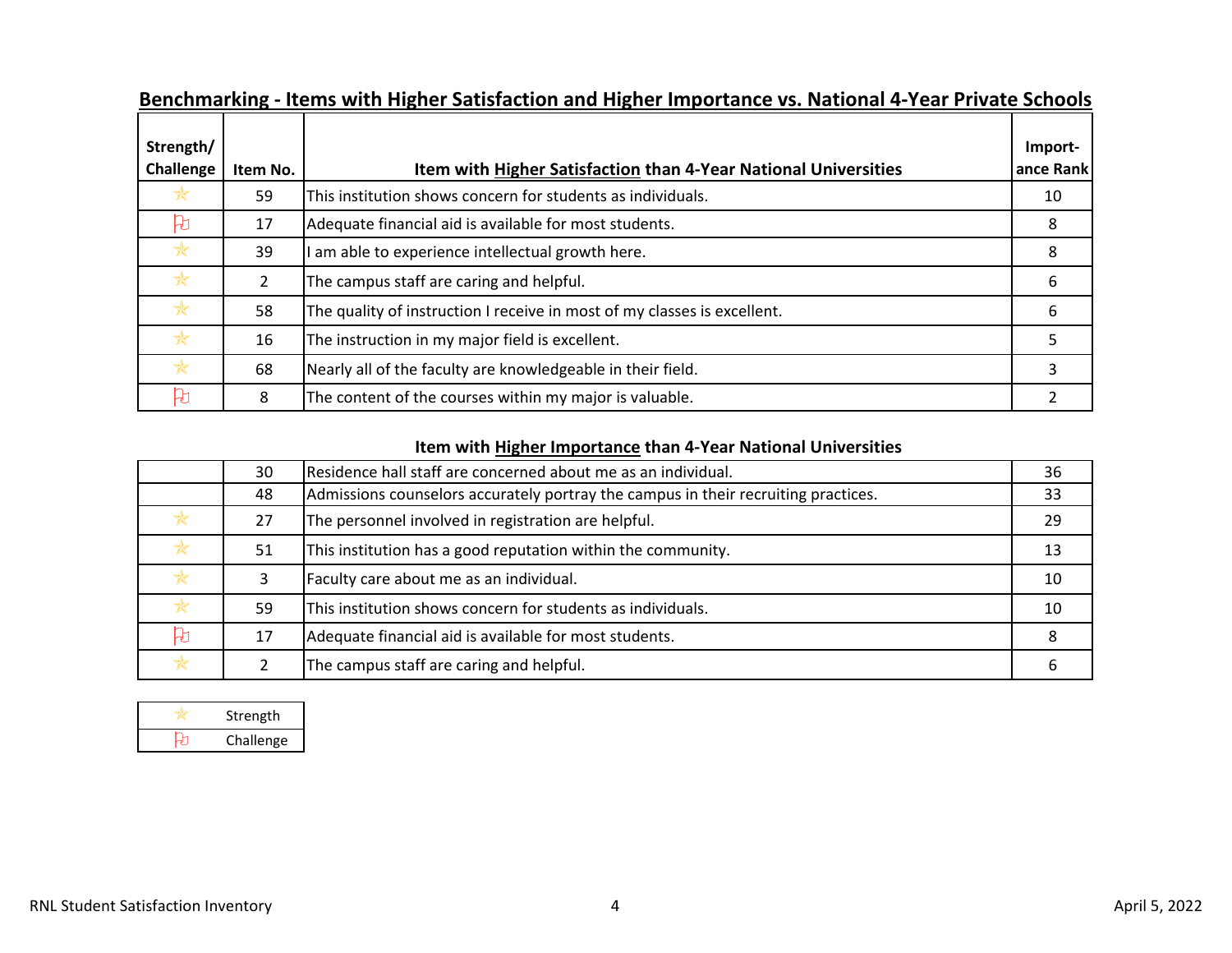## Benchmarking - Items with Higher Satisfaction and Higher Importance vs. National 4-Year Private Schools

| Strength/ Challenge | Item No. | Item with Higher Satisfaction than 4-Year National Universities | Importance Rank |
|---|---|---|---|
| ☆ | 59 | This institution shows concern for students as individuals. | 10 |
| ⚐ | 17 | Adequate financial aid is available for most students. | 8 |
| ☆ | 39 | I am able to experience intellectual growth here. | 8 |
| ☆ | 2 | The campus staff are caring and helpful. | 6 |
| ☆ | 58 | The quality of instruction I receive in most of my classes is excellent. | 6 |
| ☆ | 16 | The instruction in my major field is excellent. | 5 |
| ☆ | 68 | Nearly all of the faculty are knowledgeable in their field. | 3 |
| ⚐ | 8 | The content of the courses within my major is valuable. | 2 |

### Item with Higher Importance than 4-Year National Universities

| Strength/ Challenge | Item No. | Item with Higher Importance than 4-Year National Universities | Importance Rank |
|---|---|---|---|
| | 30 | Residence hall staff are concerned about me as an individual. | 36 |
| | 48 | Admissions counselors accurately portray the campus in their recruiting practices. | 33 |
| ☆ | 27 | The personnel involved in registration are helpful. | 29 |
| ☆ | 51 | This institution has a good reputation within the community. | 13 |
| ☆ | 3 | Faculty care about me as an individual. | 10 |
| ☆ | 59 | This institution shows concern for students as individuals. | 10 |
| ⚐ | 17 | Adequate financial aid is available for most students. | 8 |
| ☆ | 2 | The campus staff are caring and helpful. | 6 |

| | |
|---|---|
| ☆ | Strength |
| ⚐ | Challenge |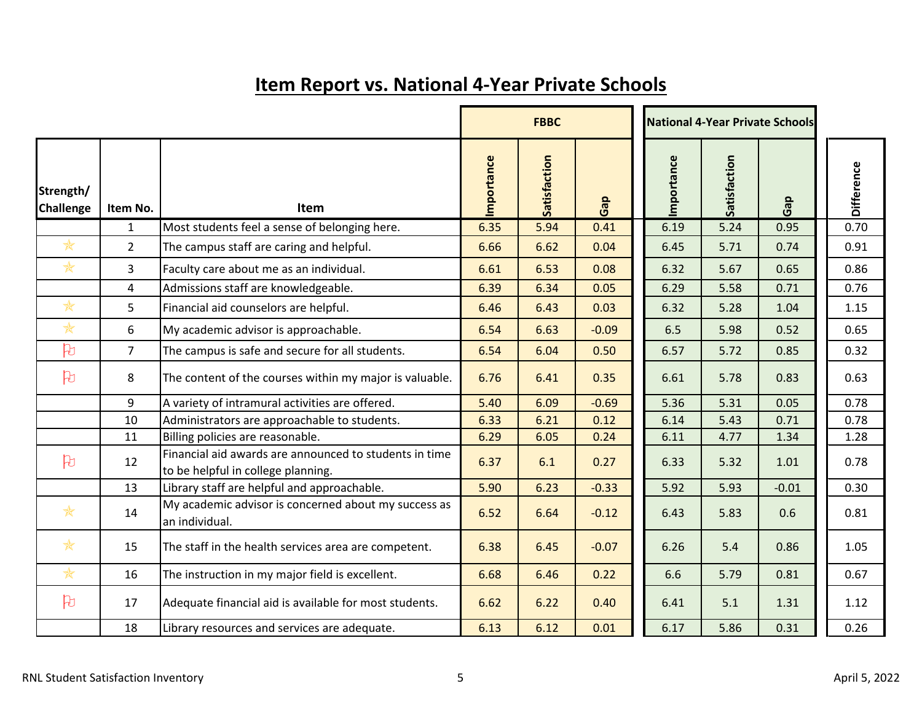## Item Report vs. National 4-Year Private Schools

| Strength/ Challenge | Item No. | Item | FBBC Importance | FBBC Satisfaction | FBBC Gap | National 4-Year Private Schools Importance | National 4-Year Private Schools Satisfaction | National 4-Year Private Schools Gap | Difference |
|---|---|---|---|---|---|---|---|---|---|
| | 1 | Most students feel a sense of belonging here. | 6.35 | 5.94 | 0.41 | 6.19 | 5.24 | 0.95 | 0.70 |
| ☆ | 2 | The campus staff are caring and helpful. | 6.66 | 6.62 | 0.04 | 6.45 | 5.71 | 0.74 | 0.91 |
| ☆ | 3 | Faculty care about me as an individual. | 6.61 | 6.53 | 0.08 | 6.32 | 5.67 | 0.65 | 0.86 |
| | 4 | Admissions staff are knowledgeable. | 6.39 | 6.34 | 0.05 | 6.29 | 5.58 | 0.71 | 0.76 |
| ☆ | 5 | Financial aid counselors are helpful. | 6.46 | 6.43 | 0.03 | 6.32 | 5.28 | 1.04 | 1.15 |
| ☆ | 6 | My academic advisor is approachable. | 6.54 | 6.63 | -0.09 | 6.5 | 5.98 | 0.52 | 0.65 |
| ⚐ | 7 | The campus is safe and secure for all students. | 6.54 | 6.04 | 0.50 | 6.57 | 5.72 | 0.85 | 0.32 |
| ⚐ | 8 | The content of the courses within my major is valuable. | 6.76 | 6.41 | 0.35 | 6.61 | 5.78 | 0.83 | 0.63 |
| | 9 | A variety of intramural activities are offered. | 5.40 | 6.09 | -0.69 | 5.36 | 5.31 | 0.05 | 0.78 |
| | 10 | Administrators are approachable to students. | 6.33 | 6.21 | 0.12 | 6.14 | 5.43 | 0.71 | 0.78 |
| | 11 | Billing policies are reasonable. | 6.29 | 6.05 | 0.24 | 6.11 | 4.77 | 1.34 | 1.28 |
| ⚐ | 12 | Financial aid awards are announced to students in time to be helpful in college planning. | 6.37 | 6.1 | 0.27 | 6.33 | 5.32 | 1.01 | 0.78 |
| | 13 | Library staff are helpful and approachable. | 5.90 | 6.23 | -0.33 | 5.92 | 5.93 | -0.01 | 0.30 |
| ☆ | 14 | My academic advisor is concerned about my success as an individual. | 6.52 | 6.64 | -0.12 | 6.43 | 5.83 | 0.6 | 0.81 |
| ☆ | 15 | The staff in the health services area are competent. | 6.38 | 6.45 | -0.07 | 6.26 | 5.4 | 0.86 | 1.05 |
| ☆ | 16 | The instruction in my major field is excellent. | 6.68 | 6.46 | 0.22 | 6.6 | 5.79 | 0.81 | 0.67 |
| ⚐ | 17 | Adequate financial aid is available for most students. | 6.62 | 6.22 | 0.40 | 6.41 | 5.1 | 1.31 | 1.12 |
| | 18 | Library resources and services are adequate. | 6.13 | 6.12 | 0.01 | 6.17 | 5.86 | 0.31 | 0.26 |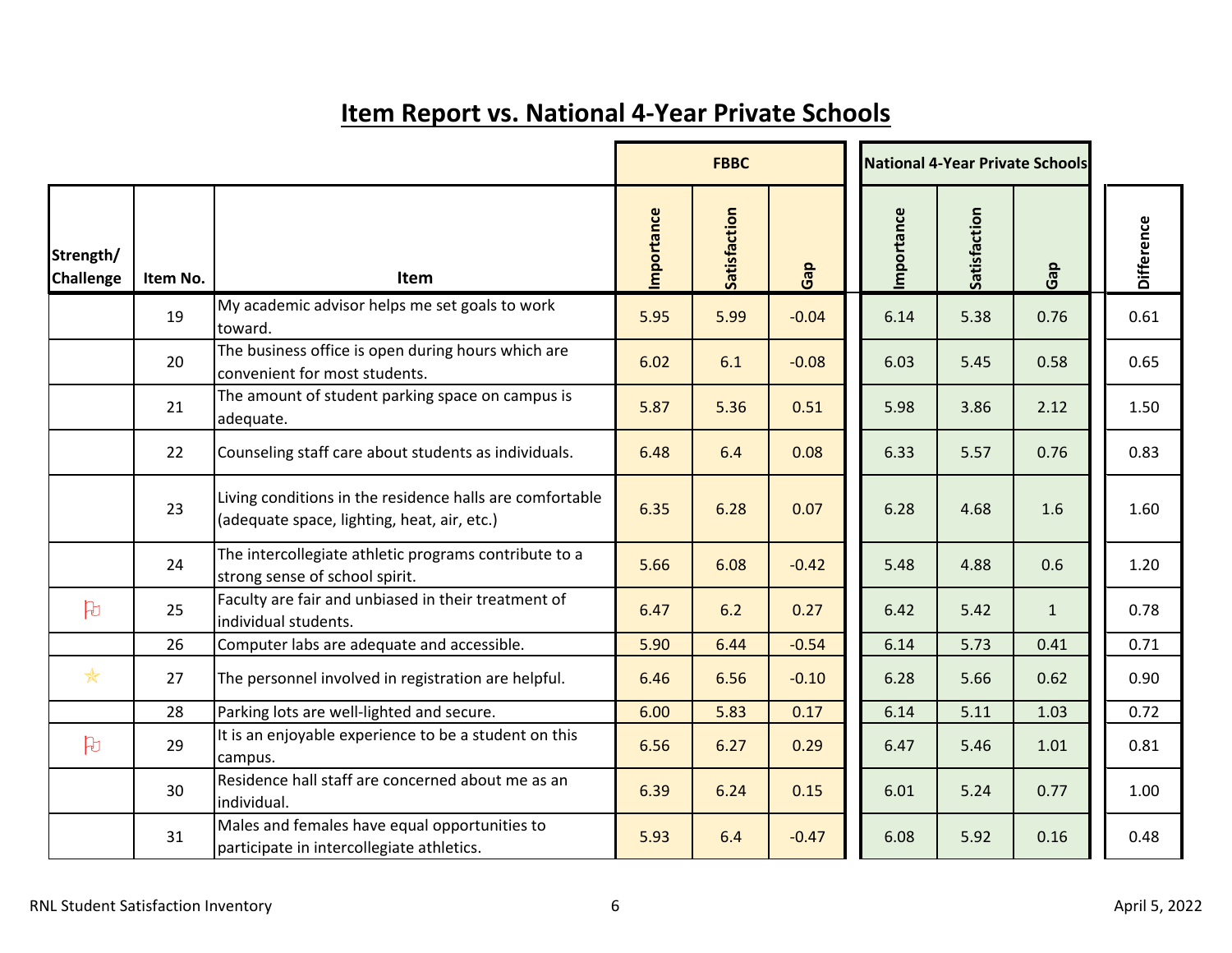## Item Report vs. National 4-Year Private Schools

| Strength/ Challenge | Item No. | Item | FBBC Importance | FBBC Satisfaction | FBBC Gap | National 4-Year Private Schools Importance | National 4-Year Private Schools Satisfaction | National 4-Year Private Schools Gap | Difference |
|---|---|---|---|---|---|---|---|---|---|
| | 19 | My academic advisor helps me set goals to work toward. | 5.95 | 5.99 | -0.04 | 6.14 | 5.38 | 0.76 | 0.61 |
| | 20 | The business office is open during hours which are convenient for most students. | 6.02 | 6.1 | -0.08 | 6.03 | 5.45 | 0.58 | 0.65 |
| | 21 | The amount of student parking space on campus is adequate. | 5.87 | 5.36 | 0.51 | 5.98 | 3.86 | 2.12 | 1.50 |
| | 22 | Counseling staff care about students as individuals. | 6.48 | 6.4 | 0.08 | 6.33 | 5.57 | 0.76 | 0.83 |
| | 23 | Living conditions in the residence halls are comfortable (adequate space, lighting, heat, air, etc.) | 6.35 | 6.28 | 0.07 | 6.28 | 4.68 | 1.6 | 1.60 |
| | 24 | The intercollegiate athletic programs contribute to a strong sense of school spirit. | 5.66 | 6.08 | -0.42 | 5.48 | 4.88 | 0.6 | 1.20 |
| 🏳 | 25 | Faculty are fair and unbiased in their treatment of individual students. | 6.47 | 6.2 | 0.27 | 6.42 | 5.42 | 1 | 0.78 |
| | 26 | Computer labs are adequate and accessible. | 5.90 | 6.44 | -0.54 | 6.14 | 5.73 | 0.41 | 0.71 |
| ☆ | 27 | The personnel involved in registration are helpful. | 6.46 | 6.56 | -0.10 | 6.28 | 5.66 | 0.62 | 0.90 |
| | 28 | Parking lots are well-lighted and secure. | 6.00 | 5.83 | 0.17 | 6.14 | 5.11 | 1.03 | 0.72 |
| 🏳 | 29 | It is an enjoyable experience to be a student on this campus. | 6.56 | 6.27 | 0.29 | 6.47 | 5.46 | 1.01 | 0.81 |
| | 30 | Residence hall staff are concerned about me as an individual. | 6.39 | 6.24 | 0.15 | 6.01 | 5.24 | 0.77 | 1.00 |
| | 31 | Males and females have equal opportunities to participate in intercollegiate athletics. | 5.93 | 6.4 | -0.47 | 6.08 | 5.92 | 0.16 | 0.48 |

RNL Student Satisfaction Inventory April 5, 2022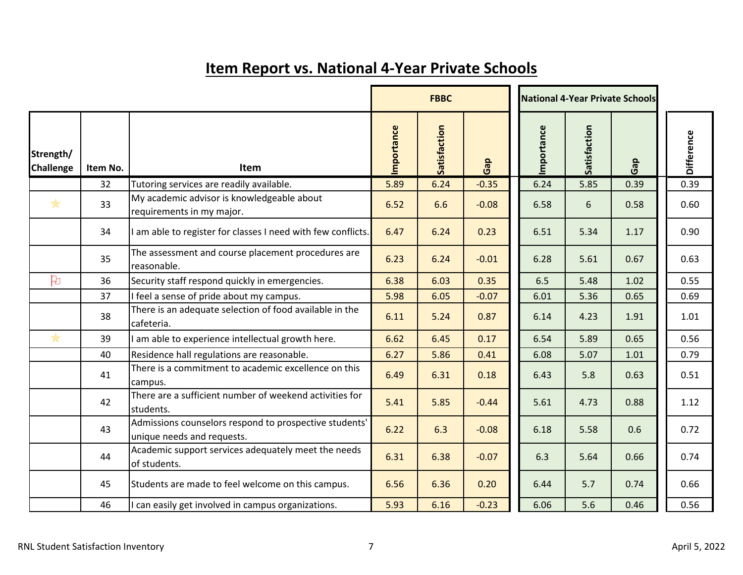## Item Report vs. National 4-Year Private Schools

| Strength/ Challenge | Item No. | Item | FBBC Importance | FBBC Satisfaction | FBBC Gap | National 4-Year Private Schools Importance | National 4-Year Private Schools Satisfaction | National 4-Year Private Schools Gap | Difference |
|---|---|---|---|---|---|---|---|---|---|
| | 32 | Tutoring services are readily available. | 5.89 | 6.24 | -0.35 | 6.24 | 5.85 | 0.39 | 0.39 |
| ☆ | 33 | My academic advisor is knowledgeable about requirements in my major. | 6.52 | 6.6 | -0.08 | 6.58 | 6 | 0.58 | 0.60 |
| | 34 | I am able to register for classes I need with few conflicts. | 6.47 | 6.24 | 0.23 | 6.51 | 5.34 | 1.17 | 0.90 |
| | 35 | The assessment and course placement procedures are reasonable. | 6.23 | 6.24 | -0.01 | 6.28 | 5.61 | 0.67 | 0.63 |
| ⚐ | 36 | Security staff respond quickly in emergencies. | 6.38 | 6.03 | 0.35 | 6.5 | 5.48 | 1.02 | 0.55 |
| | 37 | I feel a sense of pride about my campus. | 5.98 | 6.05 | -0.07 | 6.01 | 5.36 | 0.65 | 0.69 |
| | 38 | There is an adequate selection of food available in the cafeteria. | 6.11 | 5.24 | 0.87 | 6.14 | 4.23 | 1.91 | 1.01 |
| ☆ | 39 | I am able to experience intellectual growth here. | 6.62 | 6.45 | 0.17 | 6.54 | 5.89 | 0.65 | 0.56 |
| | 40 | Residence hall regulations are reasonable. | 6.27 | 5.86 | 0.41 | 6.08 | 5.07 | 1.01 | 0.79 |
| | 41 | There is a commitment to academic excellence on this campus. | 6.49 | 6.31 | 0.18 | 6.43 | 5.8 | 0.63 | 0.51 |
| | 42 | There are a sufficient number of weekend activities for students. | 5.41 | 5.85 | -0.44 | 5.61 | 4.73 | 0.88 | 1.12 |
| | 43 | Admissions counselors respond to prospective students' unique needs and requests. | 6.22 | 6.3 | -0.08 | 6.18 | 5.58 | 0.6 | 0.72 |
| | 44 | Academic support services adequately meet the needs of students. | 6.31 | 6.38 | -0.07 | 6.3 | 5.64 | 0.66 | 0.74 |
| | 45 | Students are made to feel welcome on this campus. | 6.56 | 6.36 | 0.20 | 6.44 | 5.7 | 0.74 | 0.66 |
| | 46 | I can easily get involved in campus organizations. | 5.93 | 6.16 | -0.23 | 6.06 | 5.6 | 0.46 | 0.56 |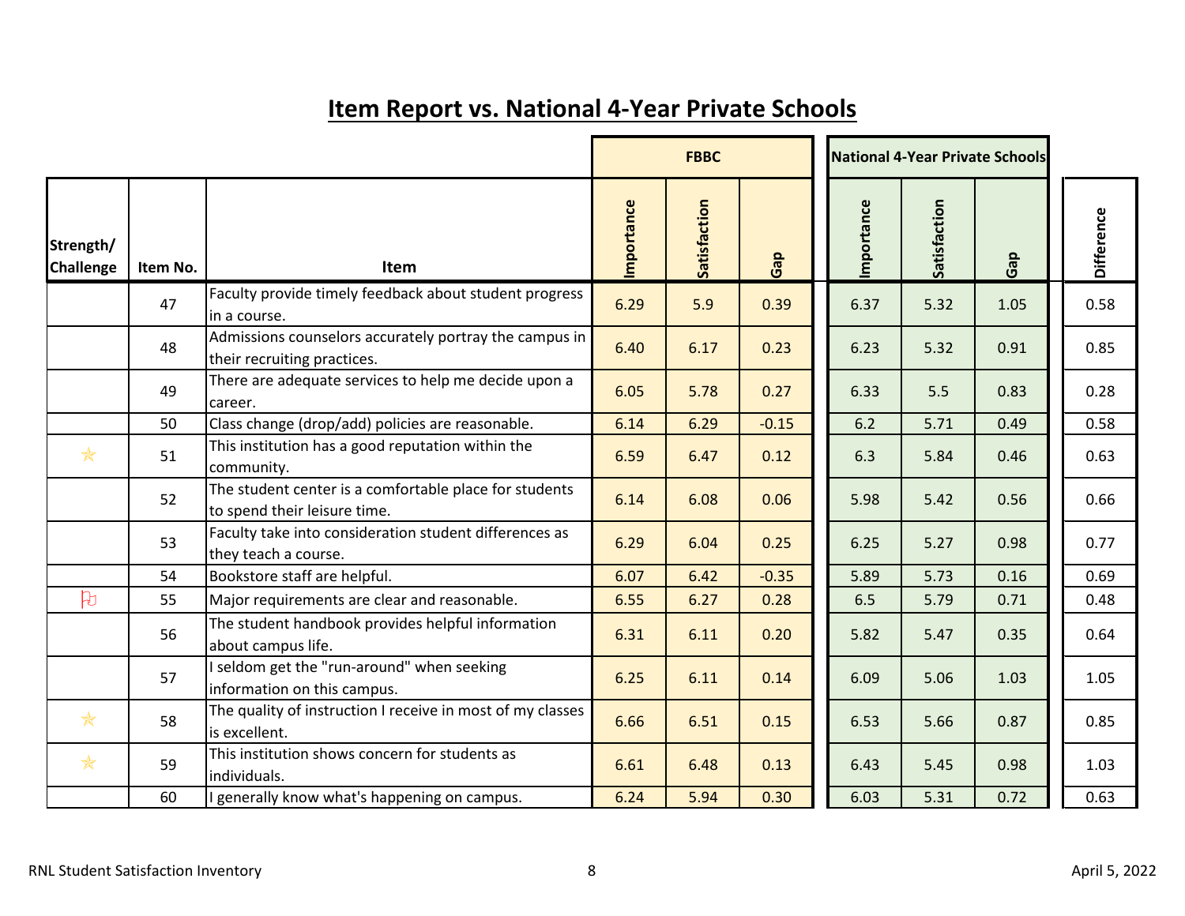# Item Report vs. National 4-Year Private Schools

| | | | FBBC | | | National 4-Year Private Schools | | | |
|---|---|---|---|---|---|---|---|---|---|
| Strength/ Challenge | Item No. | Item | Importance | Satisfaction | Gap | Importance | Satisfaction | Gap | Difference |
| | 47 | Faculty provide timely feedback about student progress in a course. | 6.29 | 5.9 | 0.39 | 6.37 | 5.32 | 1.05 | 0.58 |
| | 48 | Admissions counselors accurately portray the campus in their recruiting practices. | 6.40 | 6.17 | 0.23 | 6.23 | 5.32 | 0.91 | 0.85 |
| | 49 | There are adequate services to help me decide upon a career. | 6.05 | 5.78 | 0.27 | 6.33 | 5.5 | 0.83 | 0.28 |
| | 50 | Class change (drop/add) policies are reasonable. | 6.14 | 6.29 | -0.15 | 6.2 | 5.71 | 0.49 | 0.58 |
| ★ | 51 | This institution has a good reputation within the community. | 6.59 | 6.47 | 0.12 | 6.3 | 5.84 | 0.46 | 0.63 |
| | 52 | The student center is a comfortable place for students to spend their leisure time. | 6.14 | 6.08 | 0.06 | 5.98 | 5.42 | 0.56 | 0.66 |
| | 53 | Faculty take into consideration student differences as they teach a course. | 6.29 | 6.04 | 0.25 | 6.25 | 5.27 | 0.98 | 0.77 |
| | 54 | Bookstore staff are helpful. | 6.07 | 6.42 | -0.35 | 5.89 | 5.73 | 0.16 | 0.69 |
| ⚐ | 55 | Major requirements are clear and reasonable. | 6.55 | 6.27 | 0.28 | 6.5 | 5.79 | 0.71 | 0.48 |
| | 56 | The student handbook provides helpful information about campus life. | 6.31 | 6.11 | 0.20 | 5.82 | 5.47 | 0.35 | 0.64 |
| | 57 | I seldom get the "run-around" when seeking information on this campus. | 6.25 | 6.11 | 0.14 | 6.09 | 5.06 | 1.03 | 1.05 |
| ★ | 58 | The quality of instruction I receive in most of my classes is excellent. | 6.66 | 6.51 | 0.15 | 6.53 | 5.66 | 0.87 | 0.85 |
| ★ | 59 | This institution shows concern for students as individuals. | 6.61 | 6.48 | 0.13 | 6.43 | 5.45 | 0.98 | 1.03 |
| | 60 | I generally know what's happening on campus. | 6.24 | 5.94 | 0.30 | 6.03 | 5.31 | 0.72 | 0.63 |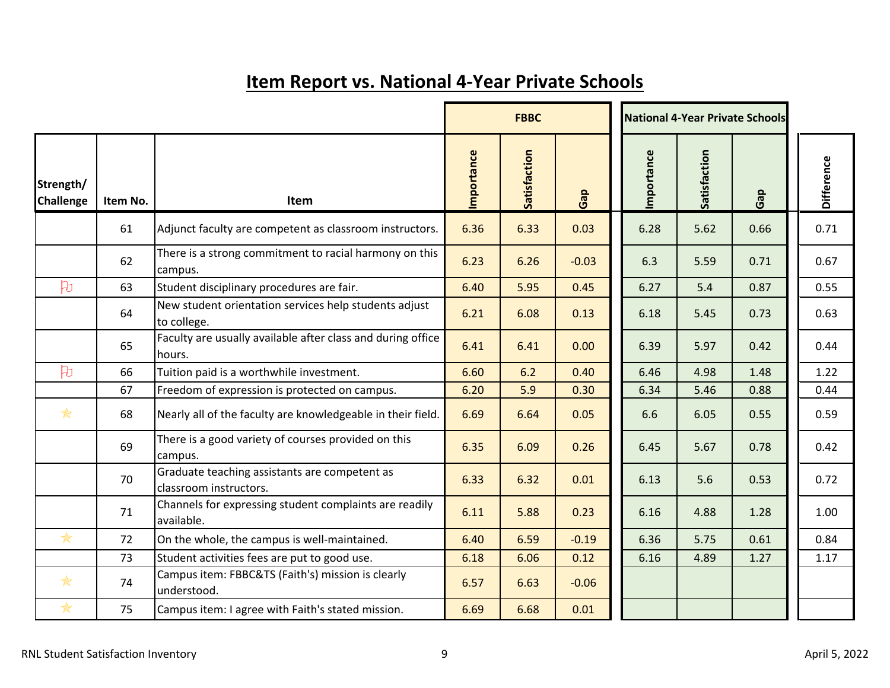# Item Report vs. National 4-Year Private Schools

| | | | FBBC | | | National 4-Year Private Schools | | | |
|---|---|---|---|---|---|---|---|---|---|
| Strength/ Challenge | Item No. | Item | Importance | Satisfaction | Gap | Importance | Satisfaction | Gap | Difference |
| | 61 | Adjunct faculty are competent as classroom instructors. | 6.36 | 6.33 | 0.03 | 6.28 | 5.62 | 0.66 | 0.71 |
| | 62 | There is a strong commitment to racial harmony on this campus. | 6.23 | 6.26 | -0.03 | 6.3 | 5.59 | 0.71 | 0.67 |
| 🏳 | 63 | Student disciplinary procedures are fair. | 6.40 | 5.95 | 0.45 | 6.27 | 5.4 | 0.87 | 0.55 |
| | 64 | New student orientation services help students adjust to college. | 6.21 | 6.08 | 0.13 | 6.18 | 5.45 | 0.73 | 0.63 |
| | 65 | Faculty are usually available after class and during office hours. | 6.41 | 6.41 | 0.00 | 6.39 | 5.97 | 0.42 | 0.44 |
| 🏳 | 66 | Tuition paid is a worthwhile investment. | 6.60 | 6.2 | 0.40 | 6.46 | 4.98 | 1.48 | 1.22 |
| | 67 | Freedom of expression is protected on campus. | 6.20 | 5.9 | 0.30 | 6.34 | 5.46 | 0.88 | 0.44 |
| ☆ | 68 | Nearly all of the faculty are knowledgeable in their field. | 6.69 | 6.64 | 0.05 | 6.6 | 6.05 | 0.55 | 0.59 |
| | 69 | There is a good variety of courses provided on this campus. | 6.35 | 6.09 | 0.26 | 6.45 | 5.67 | 0.78 | 0.42 |
| | 70 | Graduate teaching assistants are competent as classroom instructors. | 6.33 | 6.32 | 0.01 | 6.13 | 5.6 | 0.53 | 0.72 |
| | 71 | Channels for expressing student complaints are readily available. | 6.11 | 5.88 | 0.23 | 6.16 | 4.88 | 1.28 | 1.00 |
| ☆ | 72 | On the whole, the campus is well-maintained. | 6.40 | 6.59 | -0.19 | 6.36 | 5.75 | 0.61 | 0.84 |
| | 73 | Student activities fees are put to good use. | 6.18 | 6.06 | 0.12 | 6.16 | 4.89 | 1.27 | 1.17 |
| ☆ | 74 | Campus item: FBBC&TS (Faith's) mission is clearly understood. | 6.57 | 6.63 | -0.06 | | | | |
| ☆ | 75 | Campus item: I agree with Faith's stated mission. | 6.69 | 6.68 | 0.01 | | | | |

RNL Student Satisfaction Inventory

April 5, 2022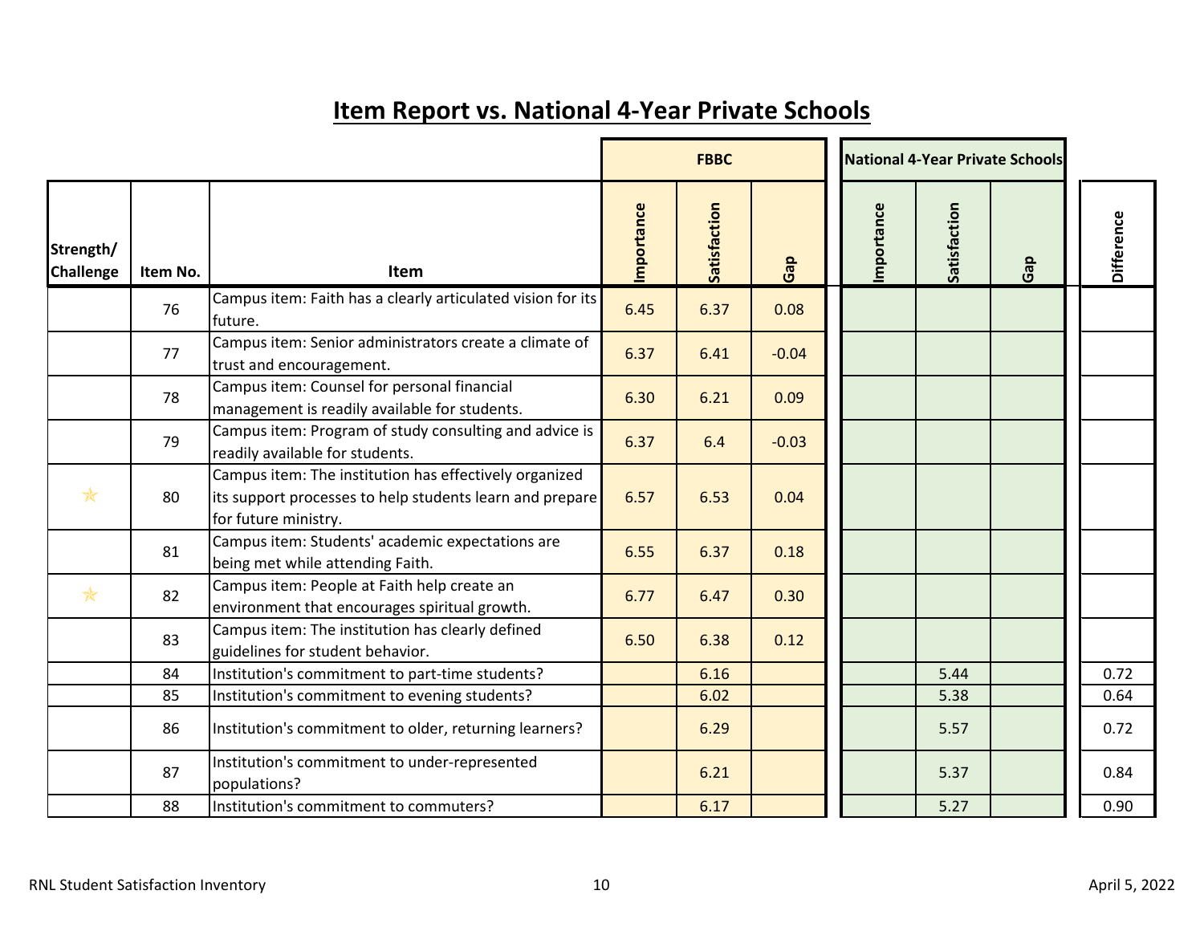## Item Report vs. National 4-Year Private Schools

| Strength/ Challenge | Item No. | Item | FBBC Importance | FBBC Satisfaction | FBBC Gap | National 4-Year Private Schools Importance | National 4-Year Private Schools Satisfaction | National 4-Year Private Schools Gap | Difference |
|---|---|---|---|---|---|---|---|---|---|
| | 76 | Campus item: Faith has a clearly articulated vision for its future. | 6.45 | 6.37 | 0.08 | | | | |
| | 77 | Campus item: Senior administrators create a climate of trust and encouragement. | 6.37 | 6.41 | -0.04 | | | | |
| | 78 | Campus item: Counsel for personal financial management is readily available for students. | 6.30 | 6.21 | 0.09 | | | | |
| | 79 | Campus item: Program of study consulting and advice is readily available for students. | 6.37 | 6.4 | -0.03 | | | | |
| ☆ | 80 | Campus item: The institution has effectively organized its support processes to help students learn and prepare for future ministry. | 6.57 | 6.53 | 0.04 | | | | |
| | 81 | Campus item: Students' academic expectations are being met while attending Faith. | 6.55 | 6.37 | 0.18 | | | | |
| ☆ | 82 | Campus item: People at Faith help create an environment that encourages spiritual growth. | 6.77 | 6.47 | 0.30 | | | | |
| | 83 | Campus item: The institution has clearly defined guidelines for student behavior. | 6.50 | 6.38 | 0.12 | | | | |
| | 84 | Institution's commitment to part-time students? | | 6.16 | | | 5.44 | | 0.72 |
| | 85 | Institution's commitment to evening students? | | 6.02 | | | 5.38 | | 0.64 |
| | 86 | Institution's commitment to older, returning learners? | | 6.29 | | | 5.57 | | 0.72 |
| | 87 | Institution's commitment to under-represented populations? | | 6.21 | | | 5.37 | | 0.84 |
| | 88 | Institution's commitment to commuters? | | 6.17 | | | 5.27 | | 0.90 |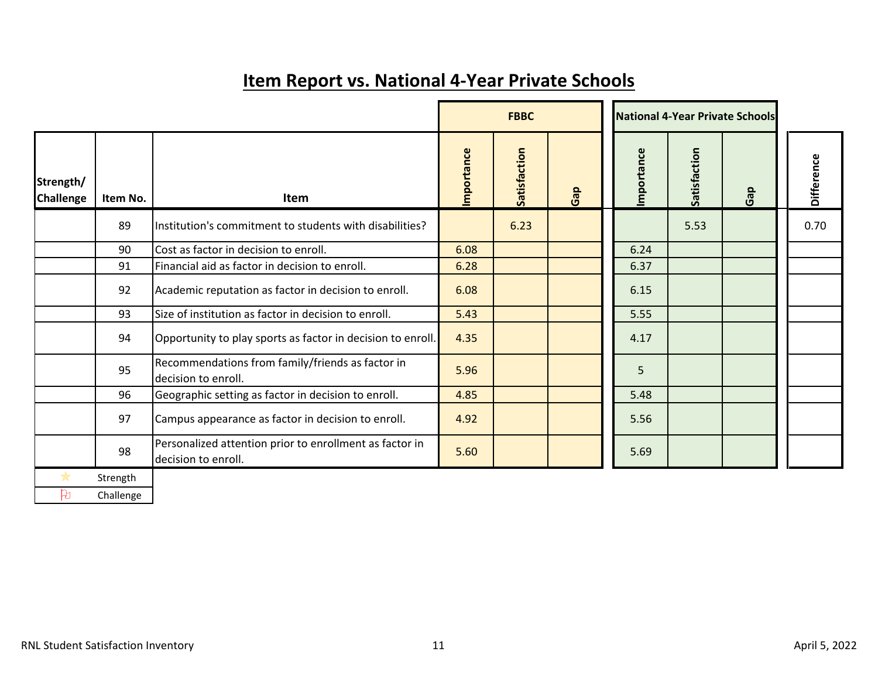## Item Report vs. National 4-Year Private Schools

| Strength/ Challenge | Item No. | Item | FBBC Importance | FBBC Satisfaction | FBBC Gap | National 4-Year Private Schools Importance | National 4-Year Private Schools Satisfaction | National 4-Year Private Schools Gap | Difference |
|---|---|---|---|---|---|---|---|---|---|
| | 89 | Institution's commitment to students with disabilities? | | 6.23 | | | 5.53 | | 0.70 |
| | 90 | Cost as factor in decision to enroll. | 6.08 | | | 6.24 | | | |
| | 91 | Financial aid as factor in decision to enroll. | 6.28 | | | 6.37 | | | |
| | 92 | Academic reputation as factor in decision to enroll. | 6.08 | | | 6.15 | | | |
| | 93 | Size of institution as factor in decision to enroll. | 5.43 | | | 5.55 | | | |
| | 94 | Opportunity to play sports as factor in decision to enroll. | 4.35 | | | 4.17 | | | |
| | 95 | Recommendations from family/friends as factor in decision to enroll. | 5.96 | | | 5 | | | |
| | 96 | Geographic setting as factor in decision to enroll. | 4.85 | | | 5.48 | | | |
| | 97 | Campus appearance as factor in decision to enroll. | 4.92 | | | 5.56 | | | |
| | 98 | Personalized attention prior to enrollment as factor in decision to enroll. | 5.60 | | | 5.69 | | | |

| Symbol | Meaning |
|---|---|
| ★ | Strength |
| ⚐ | Challenge |

RNL Student Satisfaction Inventory

April 5, 2022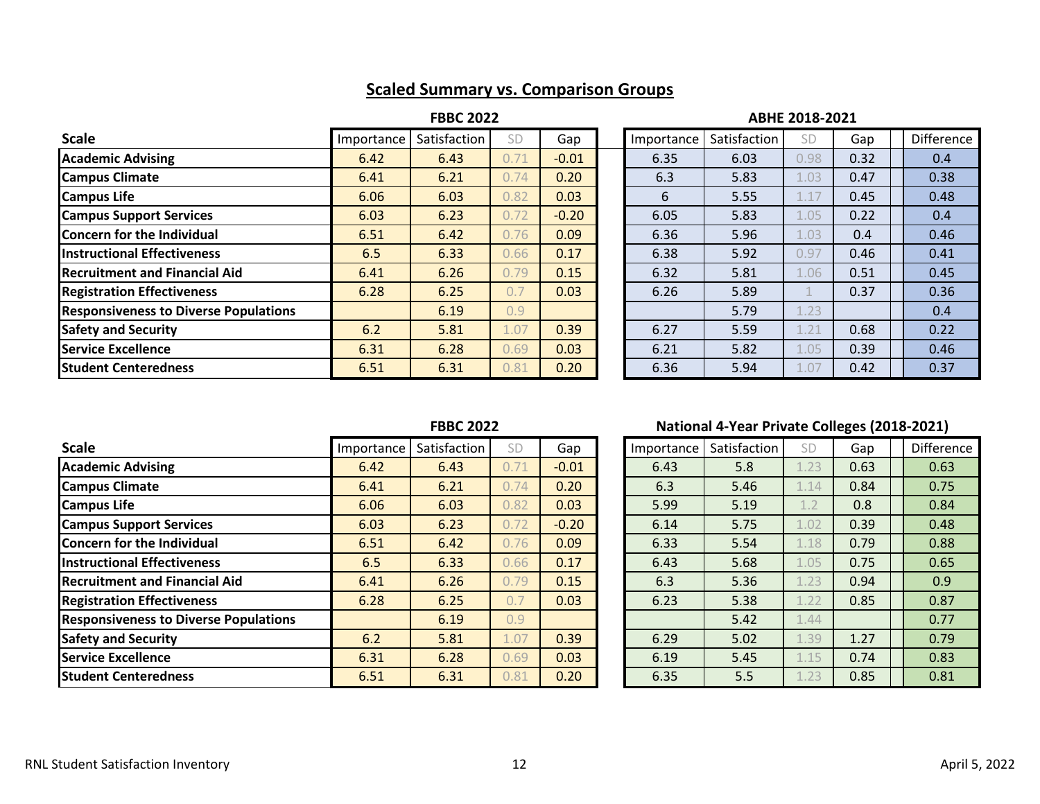## Scaled Summary vs. Comparison Groups

| Scale | FBBC 2022 | | | | ABHE 2018-2021 | | | | |
|---|---|---|---|---|---|---|---|---|---|
| | Importance | Satisfaction | SD | Gap | Importance | Satisfaction | SD | Gap | Difference |
| **Academic Advising** | 6.42 | 6.43 | 0.71 | -0.01 | 6.35 | 6.03 | 0.98 | 0.32 | 0.4 |
| **Campus Climate** | 6.41 | 6.21 | 0.74 | 0.20 | 6.3 | 5.83 | 1.03 | 0.47 | 0.38 |
| **Campus Life** | 6.06 | 6.03 | 0.82 | 0.03 | 6 | 5.55 | 1.17 | 0.45 | 0.48 |
| **Campus Support Services** | 6.03 | 6.23 | 0.72 | -0.20 | 6.05 | 5.83 | 1.05 | 0.22 | 0.4 |
| **Concern for the Individual** | 6.51 | 6.42 | 0.76 | 0.09 | 6.36 | 5.96 | 1.03 | 0.4 | 0.46 |
| **Instructional Effectiveness** | 6.5 | 6.33 | 0.66 | 0.17 | 6.38 | 5.92 | 0.97 | 0.46 | 0.41 |
| **Recruitment and Financial Aid** | 6.41 | 6.26 | 0.79 | 0.15 | 6.32 | 5.81 | 1.06 | 0.51 | 0.45 |
| **Registration Effectiveness** | 6.28 | 6.25 | 0.7 | 0.03 | 6.26 | 5.89 | 1 | 0.37 | 0.36 |
| **Responsiveness to Diverse Populations** | | 6.19 | 0.9 | | | 5.79 | 1.23 | | 0.4 |
| **Safety and Security** | 6.2 | 5.81 | 1.07 | 0.39 | 6.27 | 5.59 | 1.21 | 0.68 | 0.22 |
| **Service Excellence** | 6.31 | 6.28 | 0.69 | 0.03 | 6.21 | 5.82 | 1.05 | 0.39 | 0.46 |
| **Student Centeredness** | 6.51 | 6.31 | 0.81 | 0.20 | 6.36 | 5.94 | 1.07 | 0.42 | 0.37 |

| Scale | FBBC 2022 | | | | National 4-Year Private Colleges (2018-2021) | | | | |
|---|---|---|---|---|---|---|---|---|---|
| | Importance | Satisfaction | SD | Gap | Importance | Satisfaction | SD | Gap | Difference |
| **Academic Advising** | 6.42 | 6.43 | 0.71 | -0.01 | 6.43 | 5.8 | 1.23 | 0.63 | 0.63 |
| **Campus Climate** | 6.41 | 6.21 | 0.74 | 0.20 | 6.3 | 5.46 | 1.14 | 0.84 | 0.75 |
| **Campus Life** | 6.06 | 6.03 | 0.82 | 0.03 | 5.99 | 5.19 | 1.2 | 0.8 | 0.84 |
| **Campus Support Services** | 6.03 | 6.23 | 0.72 | -0.20 | 6.14 | 5.75 | 1.02 | 0.39 | 0.48 |
| **Concern for the Individual** | 6.51 | 6.42 | 0.76 | 0.09 | 6.33 | 5.54 | 1.18 | 0.79 | 0.88 |
| **Instructional Effectiveness** | 6.5 | 6.33 | 0.66 | 0.17 | 6.43 | 5.68 | 1.05 | 0.75 | 0.65 |
| **Recruitment and Financial Aid** | 6.41 | 6.26 | 0.79 | 0.15 | 6.3 | 5.36 | 1.23 | 0.94 | 0.9 |
| **Registration Effectiveness** | 6.28 | 6.25 | 0.7 | 0.03 | 6.23 | 5.38 | 1.22 | 0.85 | 0.87 |
| **Responsiveness to Diverse Populations** | | 6.19 | 0.9 | | | 5.42 | 1.44 | | 0.77 |
| **Safety and Security** | 6.2 | 5.81 | 1.07 | 0.39 | 6.29 | 5.02 | 1.39 | 1.27 | 0.79 |
| **Service Excellence** | 6.31 | 6.28 | 0.69 | 0.03 | 6.19 | 5.45 | 1.15 | 0.74 | 0.83 |
| **Student Centeredness** | 6.51 | 6.31 | 0.81 | 0.20 | 6.35 | 5.5 | 1.23 | 0.85 | 0.81 |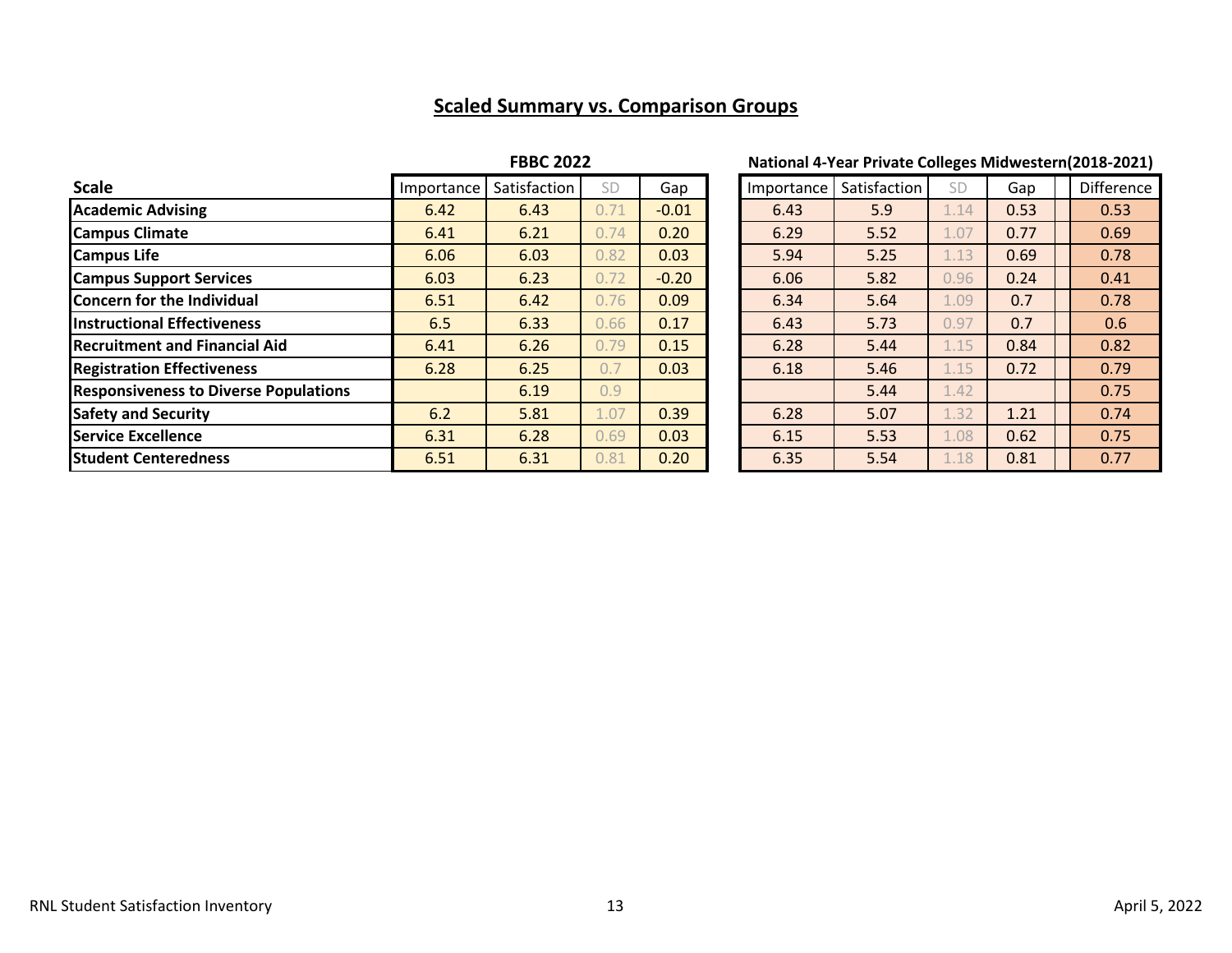## Scaled Summary vs. Comparison Groups

| Scale | FBBC 2022 | | | | National 4-Year Private Colleges Midwestern(2018-2021) | | | | |
|---|---|---|---|---|---|---|---|---|---|
| | Importance | Satisfaction | SD | Gap | Importance | Satisfaction | SD | Gap | Difference |
| **Academic Advising** | 6.42 | 6.43 | 0.71 | -0.01 | 6.43 | 5.9 | 1.14 | 0.53 | 0.53 |
| **Campus Climate** | 6.41 | 6.21 | 0.74 | 0.20 | 6.29 | 5.52 | 1.07 | 0.77 | 0.69 |
| **Campus Life** | 6.06 | 6.03 | 0.82 | 0.03 | 5.94 | 5.25 | 1.13 | 0.69 | 0.78 |
| **Campus Support Services** | 6.03 | 6.23 | 0.72 | -0.20 | 6.06 | 5.82 | 0.96 | 0.24 | 0.41 |
| **Concern for the Individual** | 6.51 | 6.42 | 0.76 | 0.09 | 6.34 | 5.64 | 1.09 | 0.7 | 0.78 |
| **Instructional Effectiveness** | 6.5 | 6.33 | 0.66 | 0.17 | 6.43 | 5.73 | 0.97 | 0.7 | 0.6 |
| **Recruitment and Financial Aid** | 6.41 | 6.26 | 0.79 | 0.15 | 6.28 | 5.44 | 1.15 | 0.84 | 0.82 |
| **Registration Effectiveness** | 6.28 | 6.25 | 0.7 | 0.03 | 6.18 | 5.46 | 1.15 | 0.72 | 0.79 |
| **Responsiveness to Diverse Populations** | | 6.19 | 0.9 | | | 5.44 | 1.42 | | 0.75 |
| **Safety and Security** | 6.2 | 5.81 | 1.07 | 0.39 | 6.28 | 5.07 | 1.32 | 1.21 | 0.74 |
| **Service Excellence** | 6.31 | 6.28 | 0.69 | 0.03 | 6.15 | 5.53 | 1.08 | 0.62 | 0.75 |
| **Student Centeredness** | 6.51 | 6.31 | 0.81 | 0.20 | 6.35 | 5.54 | 1.18 | 0.81 | 0.77 |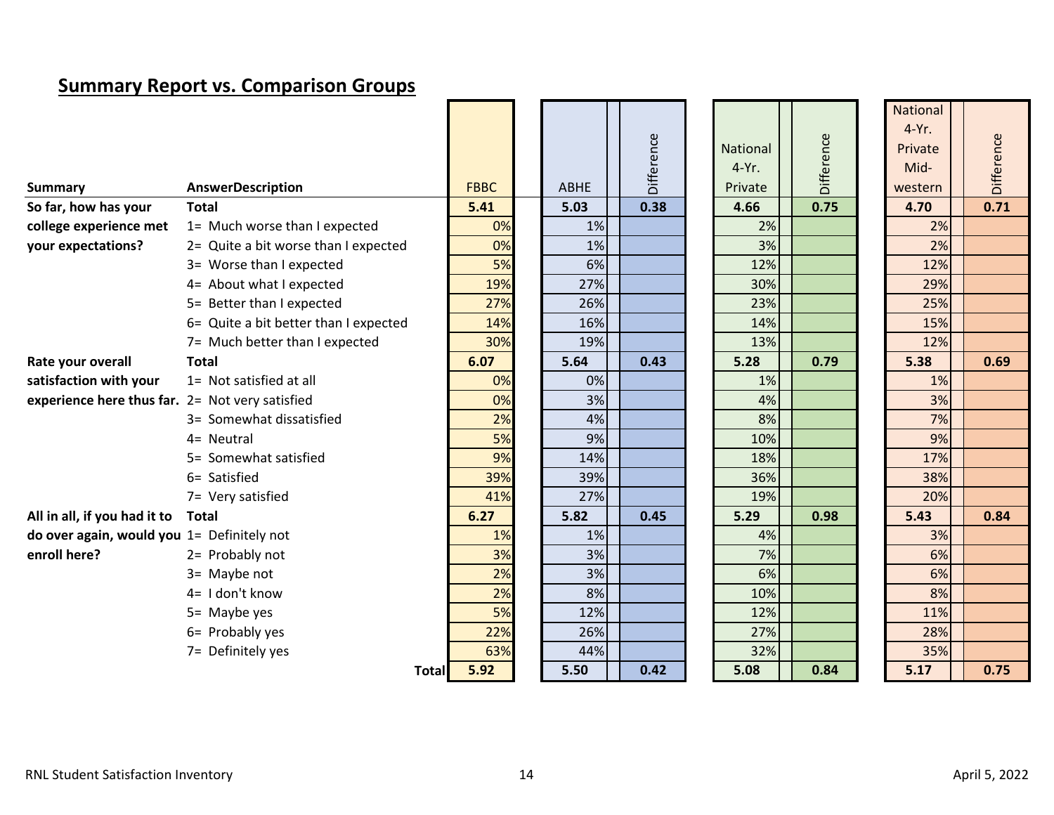## Summary Report vs. Comparison Groups

| Summary | AnswerDescription | FBBC | ABHE | Difference | National 4-Yr. Private | Difference | National 4-Yr. Private Mid-western | Difference |
|---|---|---|---|---|---|---|---|---|
| So far, how has your college experience met your expectations? | Total | 5.41 | 5.03 | 0.38 | 4.66 | 0.75 | 4.70 | 0.71 |
| | 1= Much worse than I expected | 0% | 1% | | 2% | | 2% | |
| | 2= Quite a bit worse than I expected | 0% | 1% | | 3% | | 2% | |
| | 3= Worse than I expected | 5% | 6% | | 12% | | 12% | |
| | 4= About what I expected | 19% | 27% | | 30% | | 29% | |
| | 5= Better than I expected | 27% | 26% | | 23% | | 25% | |
| | 6= Quite a bit better than I expected | 14% | 16% | | 14% | | 15% | |
| | 7= Much better than I expected | 30% | 19% | | 13% | | 12% | |
| Rate your overall satisfaction with your experience here thus far. | Total | 6.07 | 5.64 | 0.43 | 5.28 | 0.79 | 5.38 | 0.69 |
| | 1= Not satisfied at all | 0% | 0% | | 1% | | 1% | |
| | 2= Not very satisfied | 0% | 3% | | 4% | | 3% | |
| | 3= Somewhat dissatisfied | 2% | 4% | | 8% | | 7% | |
| | 4= Neutral | 5% | 9% | | 10% | | 9% | |
| | 5= Somewhat satisfied | 9% | 14% | | 18% | | 17% | |
| | 6= Satisfied | 39% | 39% | | 36% | | 38% | |
| | 7= Very satisfied | 41% | 27% | | 19% | | 20% | |
| All in all, if you had it to do over again, would you enroll here? | Total | 6.27 | 5.82 | 0.45 | 5.29 | 0.98 | 5.43 | 0.84 |
| | 1= Definitely not | 1% | 1% | | 4% | | 3% | |
| | 2= Probably not | 3% | 3% | | 7% | | 6% | |
| | 3= Maybe not | 2% | 3% | | 6% | | 6% | |
| | 4= I don't know | 2% | 8% | | 10% | | 8% | |
| | 5= Maybe yes | 5% | 12% | | 12% | | 11% | |
| | 6= Probably yes | 22% | 26% | | 27% | | 28% | |
| | 7= Definitely yes | 63% | 44% | | 32% | | 35% | |
| | Total | 5.92 | 5.50 | 0.42 | 5.08 | 0.84 | 5.17 | 0.75 |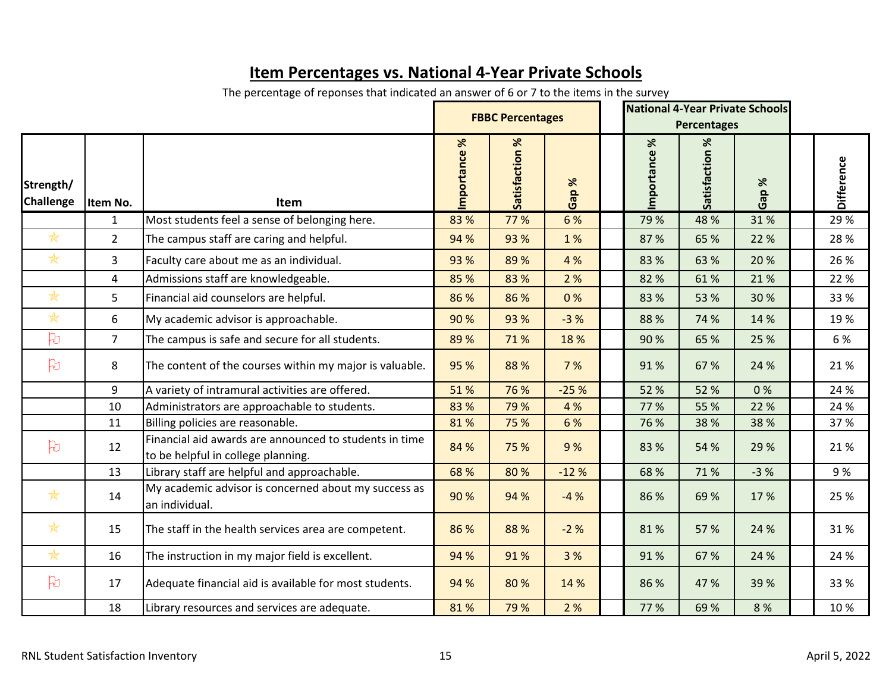## Item Percentages vs. National 4-Year Private Schools

The percentage of reponses that indicated an answer of 6 or 7 to the items in the survey

| Strength/ Challenge | Item No. | Item | FBBC Percentages | | | National 4-Year Private Schools Percentages | | | |
|---|---|---|---|---|---|---|---|---|---|
| | | | Importance % | Satisfaction % | Gap % | Importance % | Satisfaction % | Gap % | Difference |
| | 1 | Most students feel a sense of belonging here. | 83 % | 77 % | 6 % | 79 % | 48 % | 31 % | 29 % |
| ☆ | 2 | The campus staff are caring and helpful. | 94 % | 93 % | 1 % | 87 % | 65 % | 22 % | 28 % |
| ☆ | 3 | Faculty care about me as an individual. | 93 % | 89 % | 4 % | 83 % | 63 % | 20 % | 26 % |
| | 4 | Admissions staff are knowledgeable. | 85 % | 83 % | 2 % | 82 % | 61 % | 21 % | 22 % |
| ☆ | 5 | Financial aid counselors are helpful. | 86 % | 86 % | 0 % | 83 % | 53 % | 30 % | 33 % |
| ☆ | 6 | My academic advisor is approachable. | 90 % | 93 % | -3 % | 88 % | 74 % | 14 % | 19 % |
| ⚐ | 7 | The campus is safe and secure for all students. | 89 % | 71 % | 18 % | 90 % | 65 % | 25 % | 6 % |
| ⚐ | 8 | The content of the courses within my major is valuable. | 95 % | 88 % | 7 % | 91 % | 67 % | 24 % | 21 % |
| | 9 | A variety of intramural activities are offered. | 51 % | 76 % | -25 % | 52 % | 52 % | 0 % | 24 % |
| | 10 | Administrators are approachable to students. | 83 % | 79 % | 4 % | 77 % | 55 % | 22 % | 24 % |
| | 11 | Billing policies are reasonable. | 81 % | 75 % | 6 % | 76 % | 38 % | 38 % | 37 % |
| ⚐ | 12 | Financial aid awards are announced to students in time to be helpful in college planning. | 84 % | 75 % | 9 % | 83 % | 54 % | 29 % | 21 % |
| | 13 | Library staff are helpful and approachable. | 68 % | 80 % | -12 % | 68 % | 71 % | -3 % | 9 % |
| ☆ | 14 | My academic advisor is concerned about my success as an individual. | 90 % | 94 % | -4 % | 86 % | 69 % | 17 % | 25 % |
| ☆ | 15 | The staff in the health services area are competent. | 86 % | 88 % | -2 % | 81 % | 57 % | 24 % | 31 % |
| ☆ | 16 | The instruction in my major field is excellent. | 94 % | 91 % | 3 % | 91 % | 67 % | 24 % | 24 % |
| ⚐ | 17 | Adequate financial aid is available for most students. | 94 % | 80 % | 14 % | 86 % | 47 % | 39 % | 33 % |
| | 18 | Library resources and services are adequate. | 81 % | 79 % | 2 % | 77 % | 69 % | 8 % | 10 % |

RNL Student Satisfaction Inventory

April 5, 2022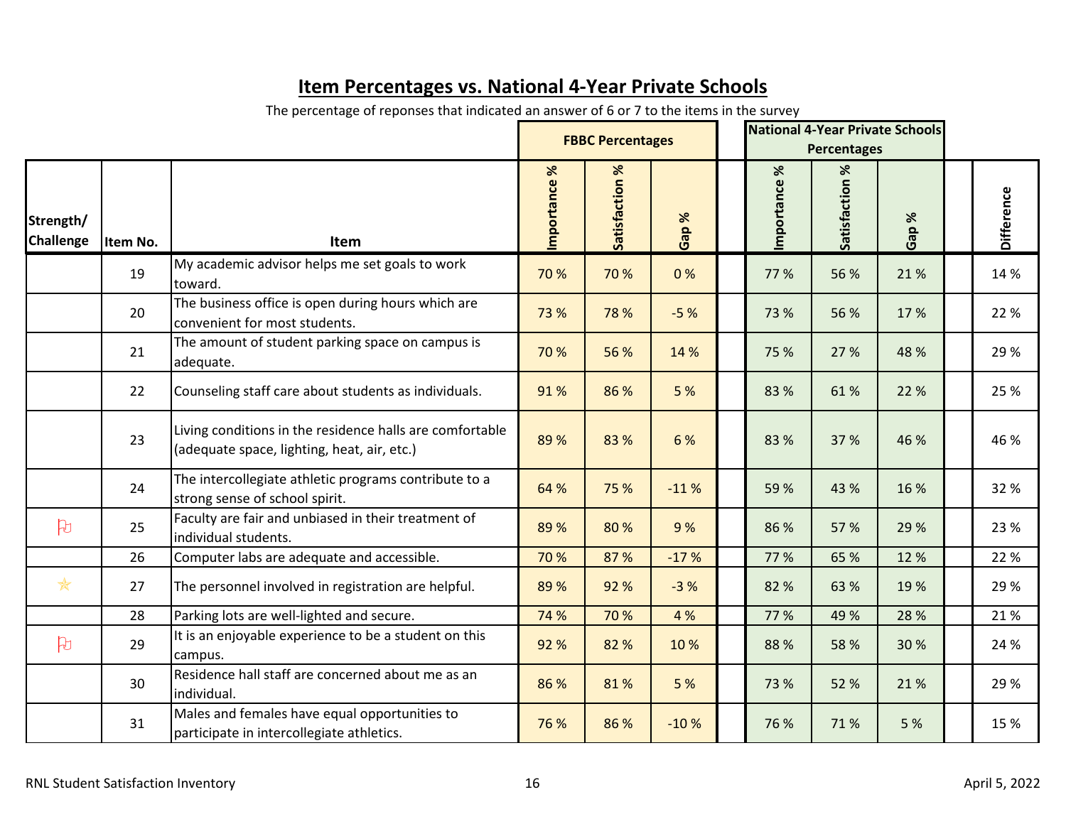## Item Percentages vs. National 4-Year Private Schools

The percentage of reponses that indicated an answer of 6 or 7 to the items in the survey

| | | | FBBC Percentages | | | National 4-Year Private Schools Percentages | | | |
|---|---|---|---|---|---|---|---|---|---|
| Strength/ Challenge | Item No. | Item | Importance % | Satisfaction % | Gap % | Importance % | Satisfaction % | Gap % | Difference |
| | 19 | My academic advisor helps me set goals to work toward. | 70 % | 70 % | 0 % | 77 % | 56 % | 21 % | 14 % |
| | 20 | The business office is open during hours which are convenient for most students. | 73 % | 78 % | -5 % | 73 % | 56 % | 17 % | 22 % |
| | 21 | The amount of student parking space on campus is adequate. | 70 % | 56 % | 14 % | 75 % | 27 % | 48 % | 29 % |
| | 22 | Counseling staff care about students as individuals. | 91 % | 86 % | 5 % | 83 % | 61 % | 22 % | 25 % |
| | 23 | Living conditions in the residence halls are comfortable (adequate space, lighting, heat, air, etc.) | 89 % | 83 % | 6 % | 83 % | 37 % | 46 % | 46 % |
| | 24 | The intercollegiate athletic programs contribute to a strong sense of school spirit. | 64 % | 75 % | -11 % | 59 % | 43 % | 16 % | 32 % |
| Challenge (flag) | 25 | Faculty are fair and unbiased in their treatment of individual students. | 89 % | 80 % | 9 % | 86 % | 57 % | 29 % | 23 % |
| | 26 | Computer labs are adequate and accessible. | 70 % | 87 % | -17 % | 77 % | 65 % | 12 % | 22 % |
| Strength (star) | 27 | The personnel involved in registration are helpful. | 89 % | 92 % | -3 % | 82 % | 63 % | 19 % | 29 % |
| | 28 | Parking lots are well-lighted and secure. | 74 % | 70 % | 4 % | 77 % | 49 % | 28 % | 21 % |
| Challenge (flag) | 29 | It is an enjoyable experience to be a student on this campus. | 92 % | 82 % | 10 % | 88 % | 58 % | 30 % | 24 % |
| | 30 | Residence hall staff are concerned about me as an individual. | 86 % | 81 % | 5 % | 73 % | 52 % | 21 % | 29 % |
| | 31 | Males and females have equal opportunities to participate in intercollegiate athletics. | 76 % | 86 % | -10 % | 76 % | 71 % | 5 % | 15 % |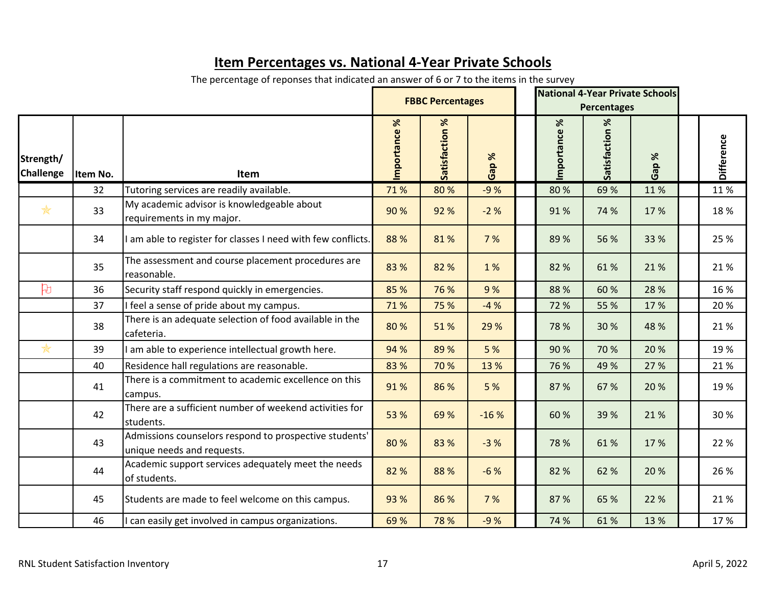# Item Percentages vs. National 4-Year Private Schools

The percentage of reponses that indicated an answer of 6 or 7 to the items in the survey

| Strength/ Challenge | Item No. | Item | FBBC Percentages Importance % | FBBC Percentages Satisfaction % | FBBC Percentages Gap % | National 4-Year Private Schools Percentages Importance % | National 4-Year Private Schools Percentages Satisfaction % | National 4-Year Private Schools Percentages Gap % | Difference |
|---|---|---|---|---|---|---|---|---|---|
| | 32 | Tutoring services are readily available. | 71 % | 80 % | -9 % | 80 % | 69 % | 11 % | 11 % |
| ☆ | 33 | My academic advisor is knowledgeable about requirements in my major. | 90 % | 92 % | -2 % | 91 % | 74 % | 17 % | 18 % |
| | 34 | I am able to register for classes I need with few conflicts. | 88 % | 81 % | 7 % | 89 % | 56 % | 33 % | 25 % |
| | 35 | The assessment and course placement procedures are reasonable. | 83 % | 82 % | 1 % | 82 % | 61 % | 21 % | 21 % |
| ⚐ | 36 | Security staff respond quickly in emergencies. | 85 % | 76 % | 9 % | 88 % | 60 % | 28 % | 16 % |
| | 37 | I feel a sense of pride about my campus. | 71 % | 75 % | -4 % | 72 % | 55 % | 17 % | 20 % |
| | 38 | There is an adequate selection of food available in the cafeteria. | 80 % | 51 % | 29 % | 78 % | 30 % | 48 % | 21 % |
| ☆ | 39 | I am able to experience intellectual growth here. | 94 % | 89 % | 5 % | 90 % | 70 % | 20 % | 19 % |
| | 40 | Residence hall regulations are reasonable. | 83 % | 70 % | 13 % | 76 % | 49 % | 27 % | 21 % |
| | 41 | There is a commitment to academic excellence on this campus. | 91 % | 86 % | 5 % | 87 % | 67 % | 20 % | 19 % |
| | 42 | There are a sufficient number of weekend activities for students. | 53 % | 69 % | -16 % | 60 % | 39 % | 21 % | 30 % |
| | 43 | Admissions counselors respond to prospective students' unique needs and requests. | 80 % | 83 % | -3 % | 78 % | 61 % | 17 % | 22 % |
| | 44 | Academic support services adequately meet the needs of students. | 82 % | 88 % | -6 % | 82 % | 62 % | 20 % | 26 % |
| | 45 | Students are made to feel welcome on this campus. | 93 % | 86 % | 7 % | 87 % | 65 % | 22 % | 21 % |
| | 46 | I can easily get involved in campus organizations. | 69 % | 78 % | -9 % | 74 % | 61 % | 13 % | 17 % |

RNL Student Satisfaction Inventory | April 5, 2022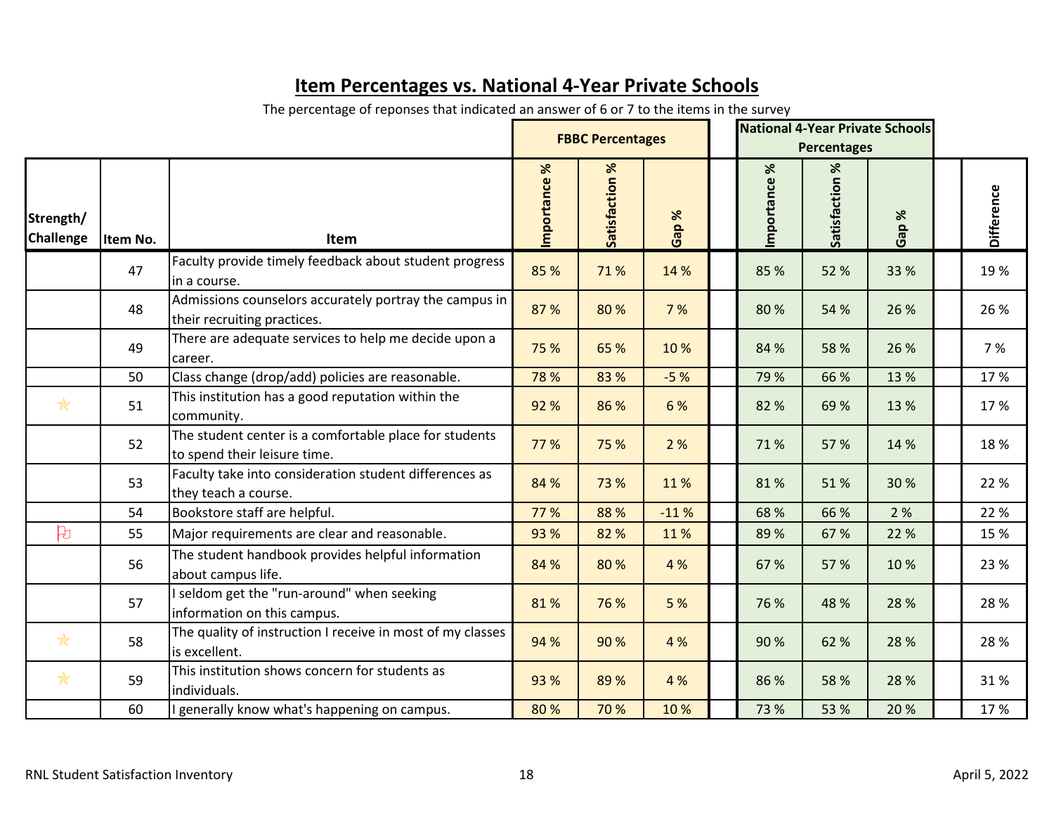## Item Percentages vs. National 4-Year Private Schools

The percentage of reponses that indicated an answer of 6 or 7 to the items in the survey

| Strength/ Challenge | Item No. | Item | FBBC Percentages | | | National 4-Year Private Schools Percentages | | | |
|---|---|---|---|---|---|---|---|---|---|
| | | | Importance % | Satisfaction % | Gap % | Importance % | Satisfaction % | Gap % | Difference |
| | 47 | Faculty provide timely feedback about student progress in a course. | 85 % | 71 % | 14 % | 85 % | 52 % | 33 % | 19 % |
| | 48 | Admissions counselors accurately portray the campus in their recruiting practices. | 87 % | 80 % | 7 % | 80 % | 54 % | 26 % | 26 % |
| | 49 | There are adequate services to help me decide upon a career. | 75 % | 65 % | 10 % | 84 % | 58 % | 26 % | 7 % |
| | 50 | Class change (drop/add) policies are reasonable. | 78 % | 83 % | -5 % | 79 % | 66 % | 13 % | 17 % |
| ☆ | 51 | This institution has a good reputation within the community. | 92 % | 86 % | 6 % | 82 % | 69 % | 13 % | 17 % |
| | 52 | The student center is a comfortable place for students to spend their leisure time. | 77 % | 75 % | 2 % | 71 % | 57 % | 14 % | 18 % |
| | 53 | Faculty take into consideration student differences as they teach a course. | 84 % | 73 % | 11 % | 81 % | 51 % | 30 % | 22 % |
| | 54 | Bookstore staff are helpful. | 77 % | 88 % | -11 % | 68 % | 66 % | 2 % | 22 % |
| ⚐ | 55 | Major requirements are clear and reasonable. | 93 % | 82 % | 11 % | 89 % | 67 % | 22 % | 15 % |
| | 56 | The student handbook provides helpful information about campus life. | 84 % | 80 % | 4 % | 67 % | 57 % | 10 % | 23 % |
| | 57 | I seldom get the "run-around" when seeking information on this campus. | 81 % | 76 % | 5 % | 76 % | 48 % | 28 % | 28 % |
| ☆ | 58 | The quality of instruction I receive in most of my classes is excellent. | 94 % | 90 % | 4 % | 90 % | 62 % | 28 % | 28 % |
| ☆ | 59 | This institution shows concern for students as individuals. | 93 % | 89 % | 4 % | 86 % | 58 % | 28 % | 31 % |
| | 60 | I generally know what's happening on campus. | 80 % | 70 % | 10 % | 73 % | 53 % | 20 % | 17 % |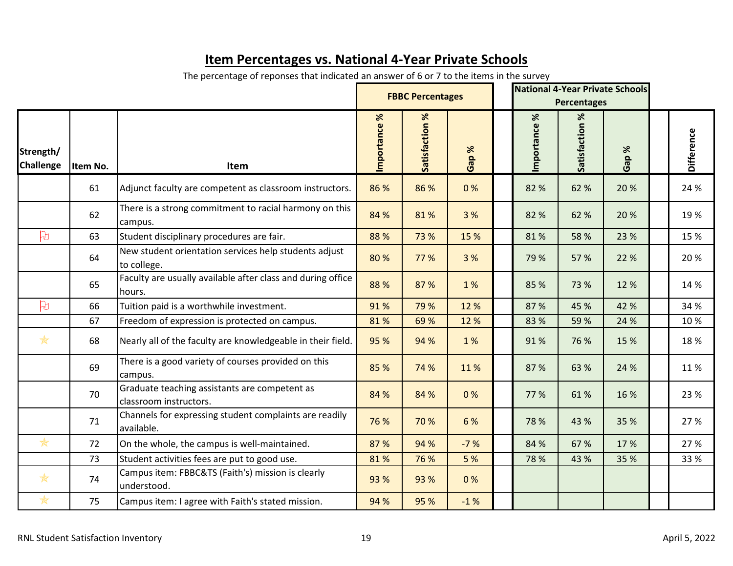## Item Percentages vs. National 4-Year Private Schools

The percentage of reponses that indicated an answer of 6 or 7 to the items in the survey

| | | | FBBC Percentages | | | National 4-Year Private Schools Percentages | | | |
|---|---|---|---|---|---|---|---|---|---|
| Strength/ Challenge | Item No. | Item | Importance % | Satisfaction % | Gap % | Importance % | Satisfaction % | Gap % | Difference |
| | 61 | Adjunct faculty are competent as classroom instructors. | 86 % | 86 % | 0 % | 82 % | 62 % | 20 % | 24 % |
| | 62 | There is a strong commitment to racial harmony on this campus. | 84 % | 81 % | 3 % | 82 % | 62 % | 20 % | 19 % |
| 🏳 | 63 | Student disciplinary procedures are fair. | 88 % | 73 % | 15 % | 81 % | 58 % | 23 % | 15 % |
| | 64 | New student orientation services help students adjust to college. | 80 % | 77 % | 3 % | 79 % | 57 % | 22 % | 20 % |
| | 65 | Faculty are usually available after class and during office hours. | 88 % | 87 % | 1 % | 85 % | 73 % | 12 % | 14 % |
| 🏳 | 66 | Tuition paid is a worthwhile investment. | 91 % | 79 % | 12 % | 87 % | 45 % | 42 % | 34 % |
| | 67 | Freedom of expression is protected on campus. | 81 % | 69 % | 12 % | 83 % | 59 % | 24 % | 10 % |
| ☆ | 68 | Nearly all of the faculty are knowledgeable in their field. | 95 % | 94 % | 1 % | 91 % | 76 % | 15 % | 18 % |
| | 69 | There is a good variety of courses provided on this campus. | 85 % | 74 % | 11 % | 87 % | 63 % | 24 % | 11 % |
| | 70 | Graduate teaching assistants are competent as classroom instructors. | 84 % | 84 % | 0 % | 77 % | 61 % | 16 % | 23 % |
| | 71 | Channels for expressing student complaints are readily available. | 76 % | 70 % | 6 % | 78 % | 43 % | 35 % | 27 % |
| ☆ | 72 | On the whole, the campus is well-maintained. | 87 % | 94 % | -7 % | 84 % | 67 % | 17 % | 27 % |
| | 73 | Student activities fees are put to good use. | 81 % | 76 % | 5 % | 78 % | 43 % | 35 % | 33 % |
| ☆ | 74 | Campus item: FBBC&TS (Faith's) mission is clearly understood. | 93 % | 93 % | 0 % | | | | |
| ☆ | 75 | Campus item: I agree with Faith's stated mission. | 94 % | 95 % | -1 % | | | | |

RNL Student Satisfaction Inventory

April 5, 2022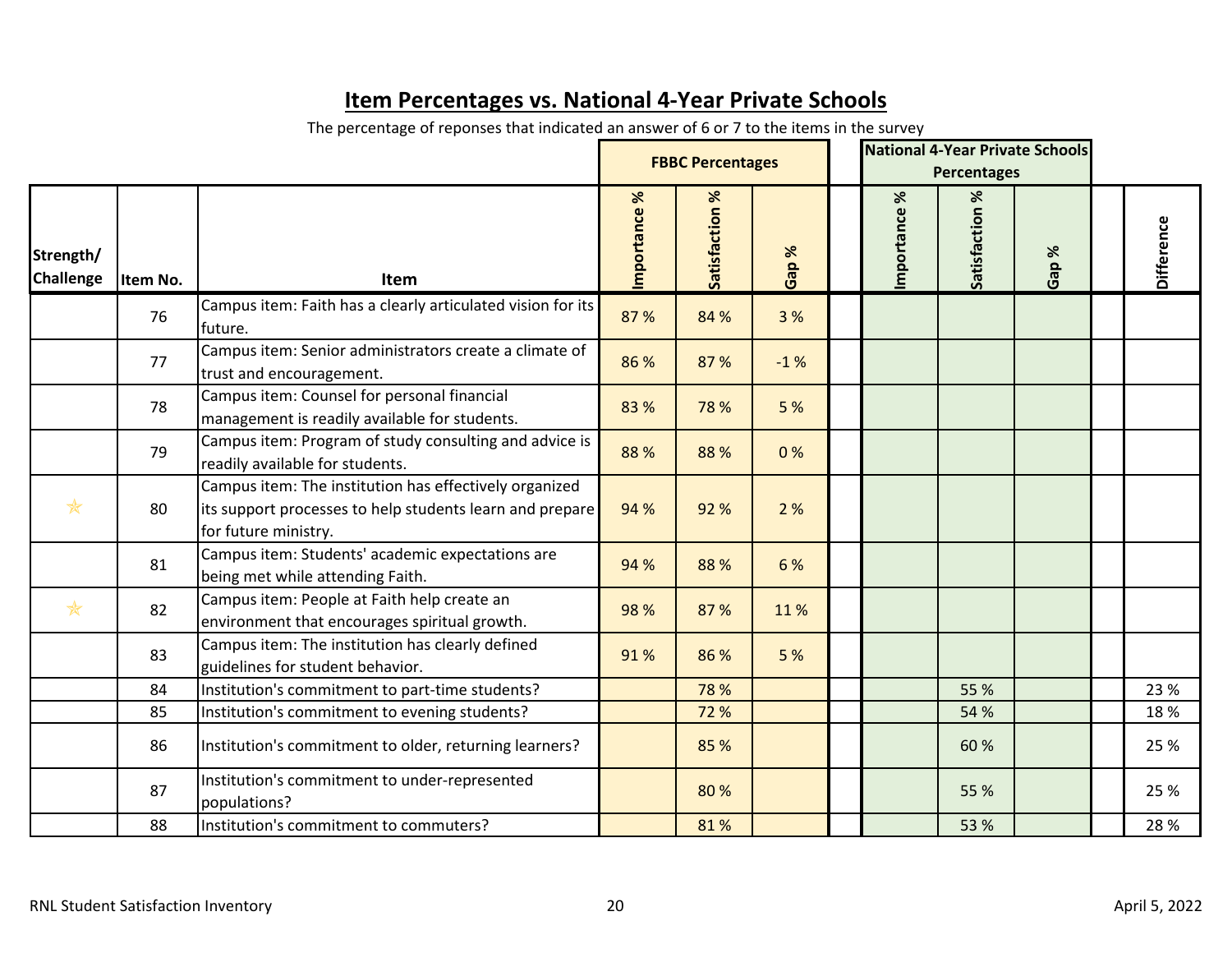## Item Percentages vs. National 4-Year Private Schools

The percentage of reponses that indicated an answer of 6 or 7 to the items in the survey

| Strength/ Challenge | Item No. | Item | FBBC Percentages Importance % | FBBC Percentages Satisfaction % | FBBC Percentages Gap % | | National 4-Year Private Schools Percentages Importance % | National 4-Year Private Schools Percentages Satisfaction % | National 4-Year Private Schools Percentages Gap % | | Difference |
|---|---|---|---|---|---|---|---|---|---|---|---|
| | 76 | Campus item: Faith has a clearly articulated vision for its future. | 87 % | 84 % | 3 % | | | | | | |
| | 77 | Campus item: Senior administrators create a climate of trust and encouragement. | 86 % | 87 % | -1 % | | | | | | |
| | 78 | Campus item: Counsel for personal financial management is readily available for students. | 83 % | 78 % | 5 % | | | | | | |
| | 79 | Campus item: Program of study consulting and advice is readily available for students. | 88 % | 88 % | 0 % | | | | | | |
| ☆ | 80 | Campus item: The institution has effectively organized its support processes to help students learn and prepare for future ministry. | 94 % | 92 % | 2 % | | | | | | |
| | 81 | Campus item: Students' academic expectations are being met while attending Faith. | 94 % | 88 % | 6 % | | | | | | |
| ☆ | 82 | Campus item: People at Faith help create an environment that encourages spiritual growth. | 98 % | 87 % | 11 % | | | | | | |
| | 83 | Campus item: The institution has clearly defined guidelines for student behavior. | 91 % | 86 % | 5 % | | | | | | |
| | 84 | Institution's commitment to part-time students? | | 78 % | | | | 55 % | | | 23 % |
| | 85 | Institution's commitment to evening students? | | 72 % | | | | 54 % | | | 18 % |
| | 86 | Institution's commitment to older, returning learners? | | 85 % | | | | 60 % | | | 25 % |
| | 87 | Institution's commitment to under-represented populations? | | 80 % | | | | 55 % | | | 25 % |
| | 88 | Institution's commitment to commuters? | | 81 % | | | | 53 % | | | 28 % |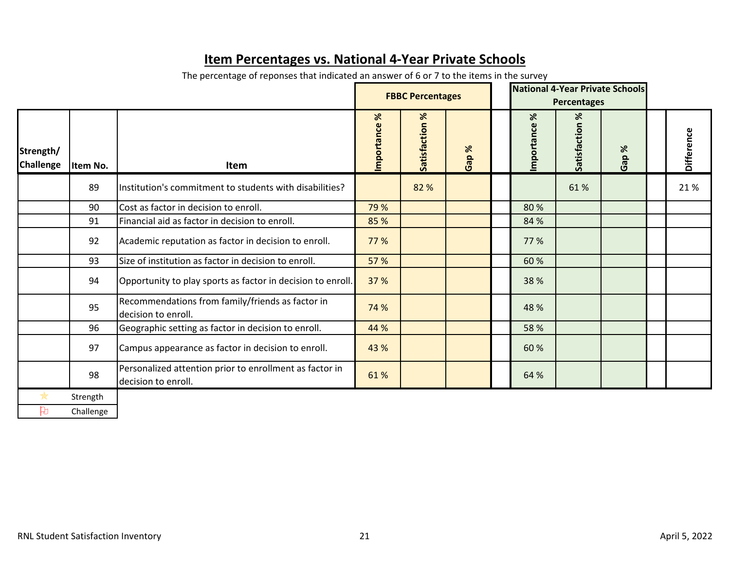## Item Percentages vs. National 4-Year Private Schools

The percentage of reponses that indicated an answer of 6 or 7 to the items in the survey

| | | | FBBC Percentages | | | National 4-Year Private Schools Percentages | | | |
|---|---|---|---|---|---|---|---|---|---|
| Strength/ Challenge | Item No. | Item | Importance % | Satisfaction % | Gap % | Importance % | Satisfaction % | Gap % | Difference |
| | 89 | Institution's commitment to students with disabilities? | | 82 % | | | 61 % | | 21 % |
| | 90 | Cost as factor in decision to enroll. | 79 % | | | 80 % | | | |
| | 91 | Financial aid as factor in decision to enroll. | 85 % | | | 84 % | | | |
| | 92 | Academic reputation as factor in decision to enroll. | 77 % | | | 77 % | | | |
| | 93 | Size of institution as factor in decision to enroll. | 57 % | | | 60 % | | | |
| | 94 | Opportunity to play sports as factor in decision to enroll. | 37 % | | | 38 % | | | |
| | 95 | Recommendations from family/friends as factor in decision to enroll. | 74 % | | | 48 % | | | |
| | 96 | Geographic setting as factor in decision to enroll. | 44 % | | | 58 % | | | |
| | 97 | Campus appearance as factor in decision to enroll. | 43 % | | | 60 % | | | |
| | 98 | Personalized attention prior to enrollment as factor in decision to enroll. | 61 % | | | 64 % | | | |

| | |
|---|---|
| ☆ | Strength |
| ⚐ | Challenge |

RNL Student Satisfaction Inventory

April 5, 2022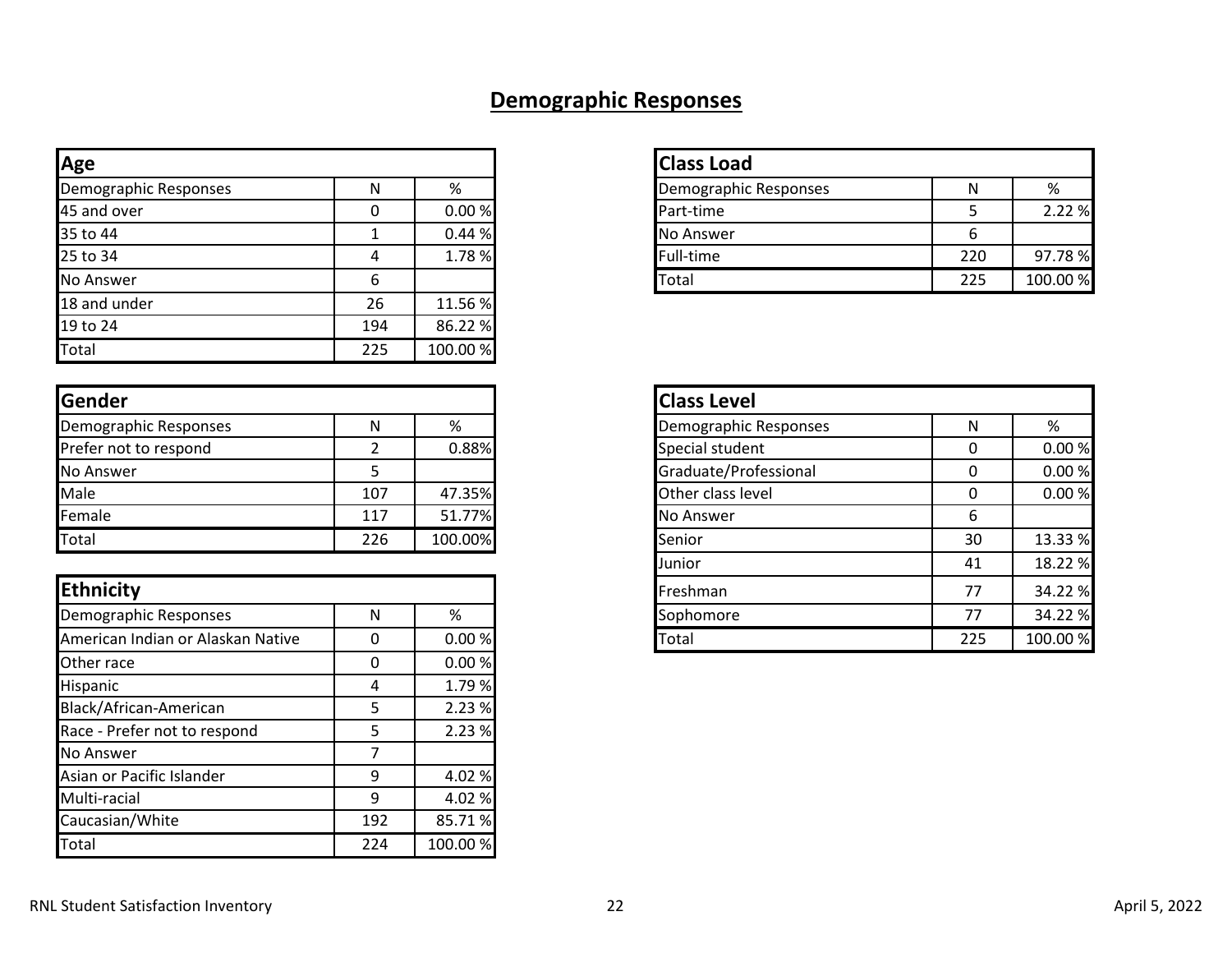# Demographic Responses

**Age**

| Demographic Responses | N | % |
|---|---|---|
| 45 and over | 0 | 0.00 % |
| 35 to 44 | 1 | 0.44 % |
| 25 to 34 | 4 | 1.78 % |
| No Answer | 6 | |
| 18 and under | 26 | 11.56 % |
| 19 to 24 | 194 | 86.22 % |
| Total | 225 | 100.00 % |

**Gender**

| Demographic Responses | N | % |
|---|---|---|
| Prefer not to respond | 2 | 0.88% |
| No Answer | 5 | |
| Male | 107 | 47.35% |
| Female | 117 | 51.77% |
| Total | 226 | 100.00% |

**Ethnicity**

| Demographic Responses | N | % |
|---|---|---|
| American Indian or Alaskan Native | 0 | 0.00 % |
| Other race | 0 | 0.00 % |
| Hispanic | 4 | 1.79 % |
| Black/African-American | 5 | 2.23 % |
| Race - Prefer not to respond | 5 | 2.23 % |
| No Answer | 7 | |
| Asian or Pacific Islander | 9 | 4.02 % |
| Multi-racial | 9 | 4.02 % |
| Caucasian/White | 192 | 85.71 % |
| Total | 224 | 100.00 % |

**Class Load**

| Demographic Responses | N | % |
|---|---|---|
| Part-time | 5 | 2.22 % |
| No Answer | 6 | |
| Full-time | 220 | 97.78 % |
| Total | 225 | 100.00 % |

**Class Level**

| Demographic Responses | N | % |
|---|---|---|
| Special student | 0 | 0.00 % |
| Graduate/Professional | 0 | 0.00 % |
| Other class level | 0 | 0.00 % |
| No Answer | 6 | |
| Senior | 30 | 13.33 % |
| Junior | 41 | 18.22 % |
| Freshman | 77 | 34.22 % |
| Sophomore | 77 | 34.22 % |
| Total | 225 | 100.00 % |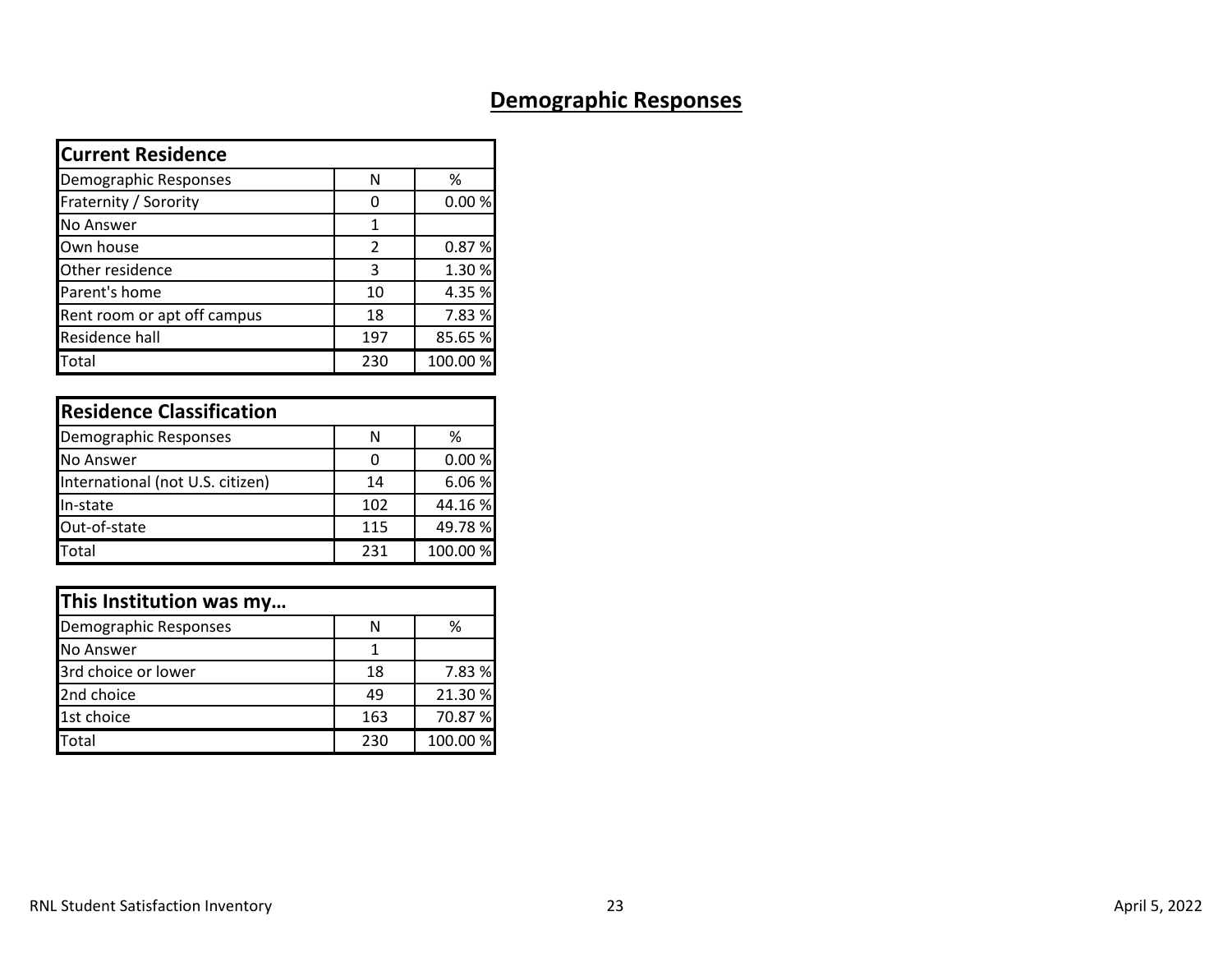# Demographic Responses

| Current Residence | | |
|---|---|---|
| Demographic Responses | N | % |
| Fraternity / Sorority | 0 | 0.00 % |
| No Answer | 1 | |
| Own house | 2 | 0.87 % |
| Other residence | 3 | 1.30 % |
| Parent's home | 10 | 4.35 % |
| Rent room or apt off campus | 18 | 7.83 % |
| Residence hall | 197 | 85.65 % |
| Total | 230 | 100.00 % |

| Residence Classification | | |
|---|---|---|
| Demographic Responses | N | % |
| No Answer | 0 | 0.00 % |
| International (not U.S. citizen) | 14 | 6.06 % |
| In-state | 102 | 44.16 % |
| Out-of-state | 115 | 49.78 % |
| Total | 231 | 100.00 % |

| This Institution was my… | | |
|---|---|---|
| Demographic Responses | N | % |
| No Answer | 1 | |
| 3rd choice or lower | 18 | 7.83 % |
| 2nd choice | 49 | 21.30 % |
| 1st choice | 163 | 70.87 % |
| Total | 230 | 100.00 % |